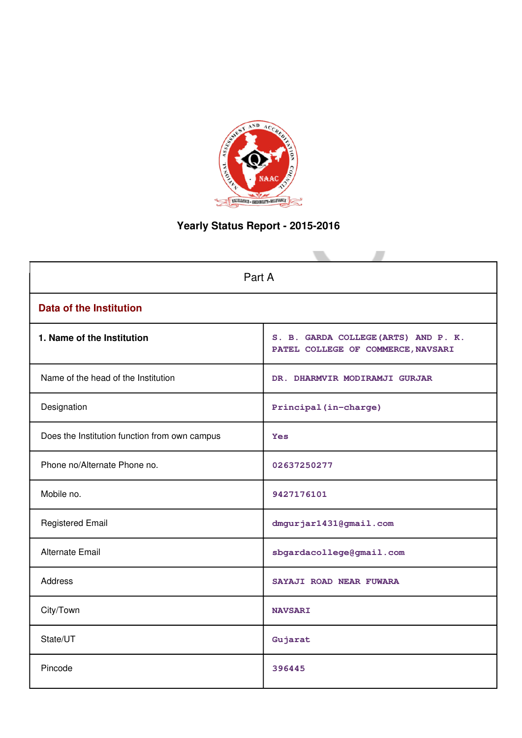# Yearly Status Report - 2015-2016

| Part A | |
|---|---|
| **Data of the Institution** | |
| **1. Name of the Institution** | S. B. GARDA COLLEGE(ARTS) AND P. K. PATEL COLLEGE OF COMMERCE,NAVSARI |
| Name of the head of the Institution | DR. DHARMVIR MODIRAMJI GURJAR |
| Designation | Principal(in-charge) |
| Does the Institution function from own campus | Yes |
| Phone no/Alternate Phone no. | 02637250277 |
| Mobile no. | 9427176101 |
| Registered Email | dmgurjar1431@gmail.com |
| Alternate Email | sbgardacollege@gmail.com |
| Address | SAYAJI ROAD NEAR FUWARA |
| City/Town | NAVSARI |
| State/UT | Gujarat |
| Pincode | 396445 |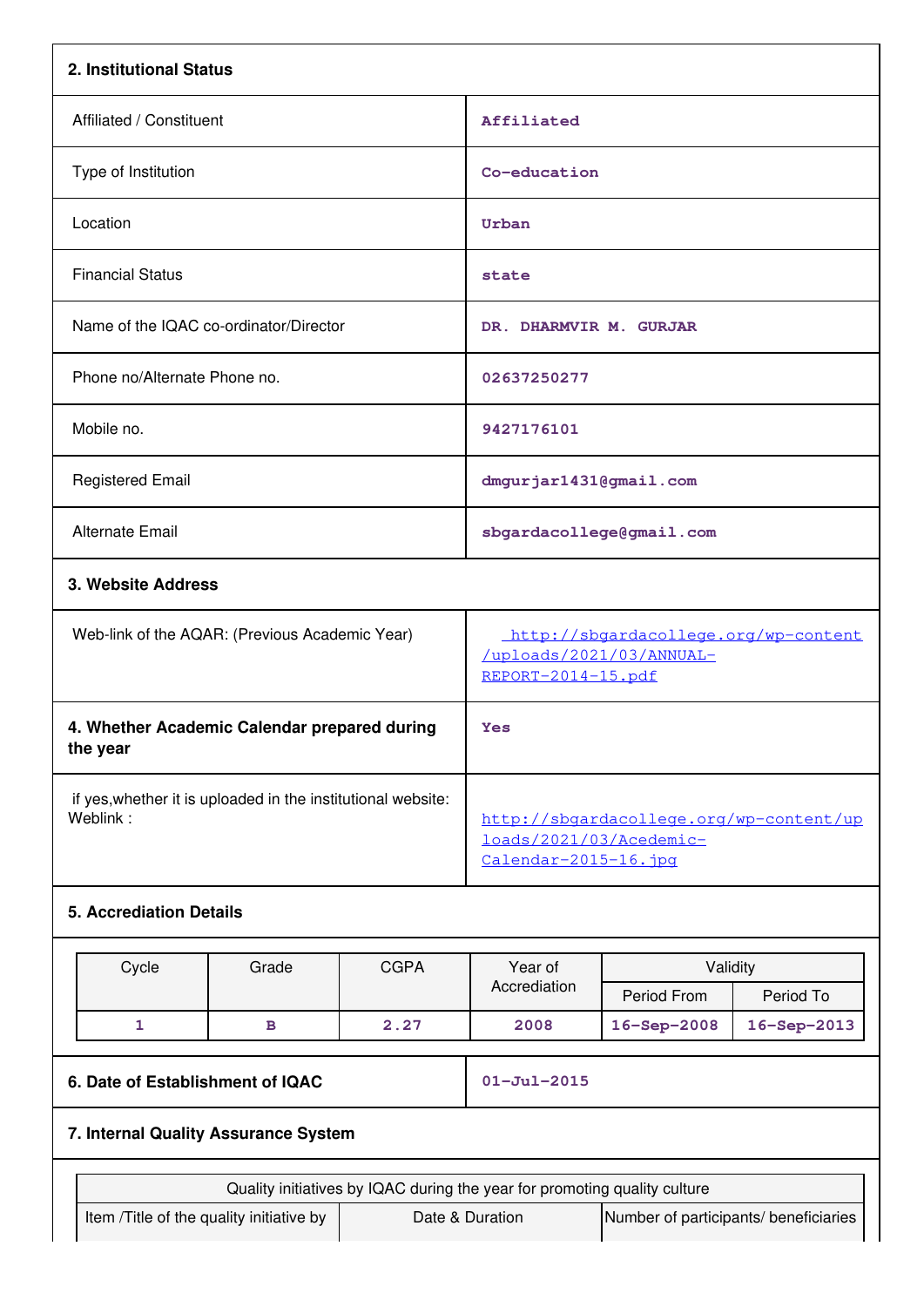## 2. Institutional Status

| | |
|---|---|
| Affiliated / Constituent | Affiliated |
| Type of Institution | Co-education |
| Location | Urban |
| Financial Status | state |
| Name of the IQAC co-ordinator/Director | DR. DHARMVIR M. GURJAR |
| Phone no/Alternate Phone no. | 02637250277 |
| Mobile no. | 9427176101 |
| Registered Email | dmgurjar1431@gmail.com |
| Alternate Email | sbgardacollege@gmail.com |

## 3. Website Address

| | |
|---|---|
| Web-link of the AQAR: (Previous Academic Year) | http://sbgardacollege.org/wp-content/uploads/2021/03/ANNUAL-REPORT-2014-15.pdf |

| | |
|---|---|
| **4. Whether Academic Calendar prepared during the year** | Yes |
| if yes,whether it is uploaded in the institutional website: Weblink : | http://sbgardacollege.org/wp-content/uploads/2021/03/Acedemic-Calendar-2015-16.jpg |

## 5. Accrediation Details

| Cycle | Grade | CGPA | Year of Accrediation | Validity | |
|---|---|---|---|---|---|
| | | | | Period From | Period To |
| 1 | B | 2.27 | 2008 | 16-Sep-2008 | 16-Sep-2013 |

| | |
|---|---|
| **6. Date of Establishment of IQAC** | 01-Jul-2015 |

## 7. Internal Quality Assurance System

| Quality initiatives by IQAC during the year for promoting quality culture | | |
|---|---|---|
| Item /Title of the quality initiative by | Date & Duration | Number of participants/ beneficiaries |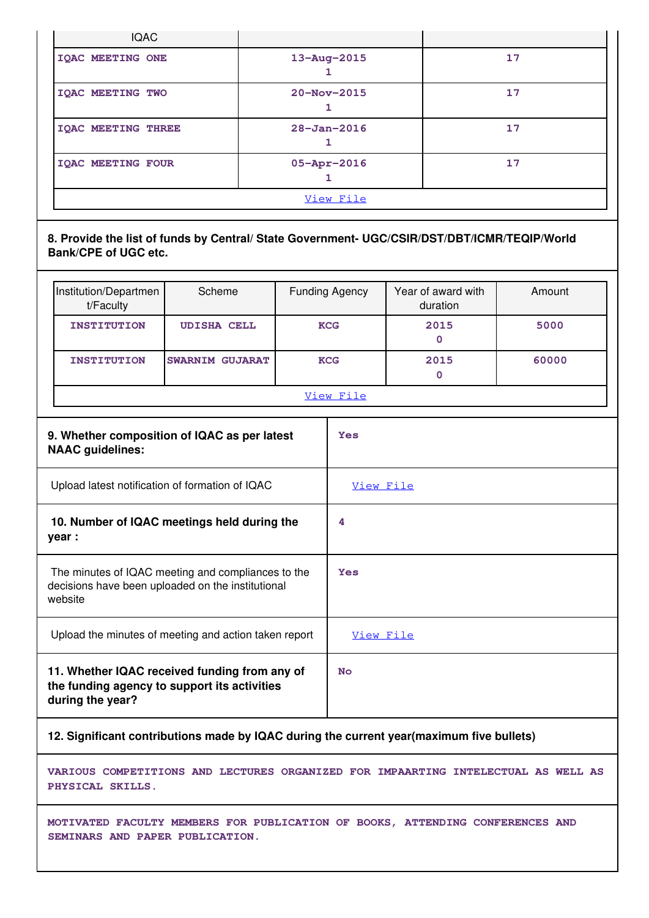| IQAC | | |
|---|---|---|
| IQAC MEETING ONE | 13-Aug-2015<br>1 | 17 |
| IQAC MEETING TWO | 20-Nov-2015<br>1 | 17 |
| IQAC MEETING THREE | 28-Jan-2016<br>1 | 17 |
| IQAC MEETING FOUR | 05-Apr-2016<br>1 | 17 |
| View File | | |

**8. Provide the list of funds by Central/ State Government- UGC/CSIR/DST/DBT/ICMR/TEQIP/World Bank/CPE of UGC etc.**

| Institution/Department/Faculty | Scheme | Funding Agency | Year of award with duration | Amount |
|---|---|---|---|---|
| INSTITUTION | UDISHA CELL | KCG | 2015<br>0 | 5000 |
| INSTITUTION | SWARNIM GUJARAT | KCG | 2015<br>0 | 60000 |
| View File | | | | |

| | |
|---|---|
| **9. Whether composition of IQAC as per latest NAAC guidelines:** | Yes |
| Upload latest notification of formation of IQAC | View File |
| **10. Number of IQAC meetings held during the year :** | 4 |
| The minutes of IQAC meeting and compliances to the decisions have been uploaded on the institutional website | Yes |
| Upload the minutes of meeting and action taken report | View File |
| **11. Whether IQAC received funding from any of the funding agency to support its activities during the year?** | No |

**12. Significant contributions made by IQAC during the current year(maximum five bullets)**

VARIOUS COMPETITIONS AND LECTURES ORGANIZED FOR IMPAARTING INTELECTUAL AS WELL AS PHYSICAL SKILLS.

MOTIVATED FACULTY MEMBERS FOR PUBLICATION OF BOOKS, ATTENDING CONFERENCES AND SEMINARS AND PAPER PUBLICATION.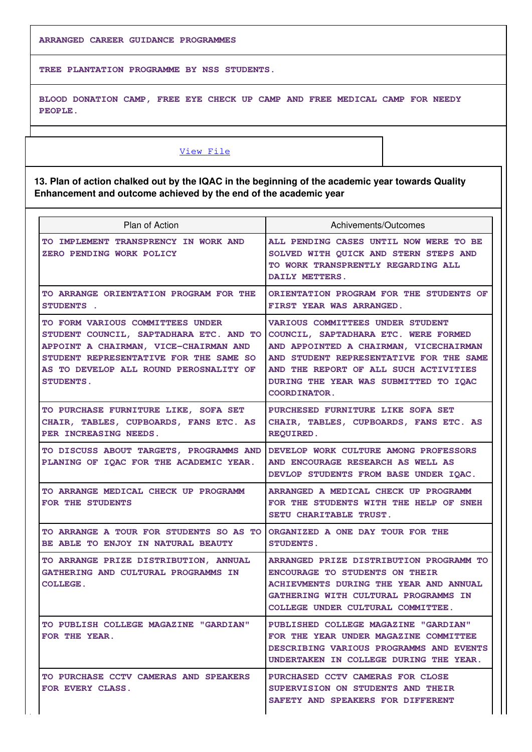ARRANGED CAREER GUIDANCE PROGRAMMES

TREE PLANTATION PROGRAMME BY NSS STUDENTS.

BLOOD DONATION CAMP, FREE EYE CHECK UP CAMP AND FREE MEDICAL CAMP FOR NEEDY PEOPLE.

View File

**13. Plan of action chalked out by the IQAC in the beginning of the academic year towards Quality Enhancement and outcome achieved by the end of the academic year**

| Plan of Action | Achivements/Outcomes |
|---|---|
| TO IMPLEMENT TRANSPRENCY IN WORK AND ZERO PENDING WORK POLICY | ALL PENDING CASES UNTIL NOW WERE TO BE SOLVED WITH QUICK AND STERN STEPS AND TO WORK TRANSPRENTLY REGARDING ALL DAILY METTERS. |
| TO ARRANGE ORIENTATION PROGRAM FOR THE STUDENTS . | ORIENTATION PROGRAM FOR THE STUDENTS OF FIRST YEAR WAS ARRANGED. |
| TO FORM VARIOUS COMMITTEES UNDER STUDENT COUNCIL, SAPTADHARA ETC. AND TO APPOINT A CHAIRMAN, VICE-CHAIRMAN AND STUDENT REPRESENTATIVE FOR THE SAME SO AS TO DEVELOP ALL ROUND PEROSNALITY OF STUDENTS. | VARIOUS COMMITTEES UNDER STUDENT COUNCIL, SAPTADHARA ETC. WERE FORMED AND APPOINTED A CHAIRMAN, VICECHAIRMAN AND STUDENT REPRESENTATIVE FOR THE SAME AND THE REPORT OF ALL SUCH ACTIVITIES DURING THE YEAR WAS SUBMITTED TO IQAC COORDINATOR. |
| TO PURCHASE FURNITURE LIKE, SOFA SET CHAIR, TABLES, CUPBOARDS, FANS ETC. AS PER INCREASING NEEDS. | PURCHESED FURNITURE LIKE SOFA SET CHAIR, TABLES, CUPBOARDS, FANS ETC. AS REQUIRED. |
| TO DISCUSS ABOUT TARGETS, PROGRAMMS AND PLANING OF IQAC FOR THE ACADEMIC YEAR. | DEVELOP WORK CULTURE AMONG PROFESSORS AND ENCOURAGE RESEARCH AS WELL AS DEVLOP STUDENTS FROM BASE UNDER IQAC. |
| TO ARRANGE MEDICAL CHECK UP PROGRAMM FOR THE STUDENTS | ARRANGED A MEDICAL CHECK UP PROGRAMM FOR THE STUDENTS WITH THE HELP OF SNEH SETU CHARITABLE TRUST. |
| TO ARRANGE A TOUR FOR STUDENTS SO AS TO BE ABLE TO ENJOY IN NATURAL BEAUTY | ORGANIZED A ONE DAY TOUR FOR THE STUDENTS. |
| TO ARRANGE PRIZE DISTRIBUTION, ANNUAL GATHERING AND CULTURAL PROGRAMMS IN COLLEGE. | ARRANGED PRIZE DISTRIBUTION PROGRAMM TO ENCOURAGE TO STUDENTS ON THEIR ACHIEVMENTS DURING THE YEAR AND ANNUAL GATHERING WITH CULTURAL PROGRAMMS IN COLLEGE UNDER CULTURAL COMMITTEE. |
| TO PUBLISH COLLEGE MAGAZINE "GARDIAN" FOR THE YEAR. | PUBLISHED COLLEGE MAGAZINE "GARDIAN" FOR THE YEAR UNDER MAGAZINE COMMITTEE DESCRIBING VARIOUS PROGRAMMS AND EVENTS UNDERTAKEN IN COLLEGE DURING THE YEAR. |
| TO PURCHASE CCTV CAMERAS AND SPEAKERS FOR EVERY CLASS. | PURCHASED CCTV CAMERAS FOR CLOSE SUPERVISION ON STUDENTS AND THEIR SAFETY AND SPEAKERS FOR DIFFERENT |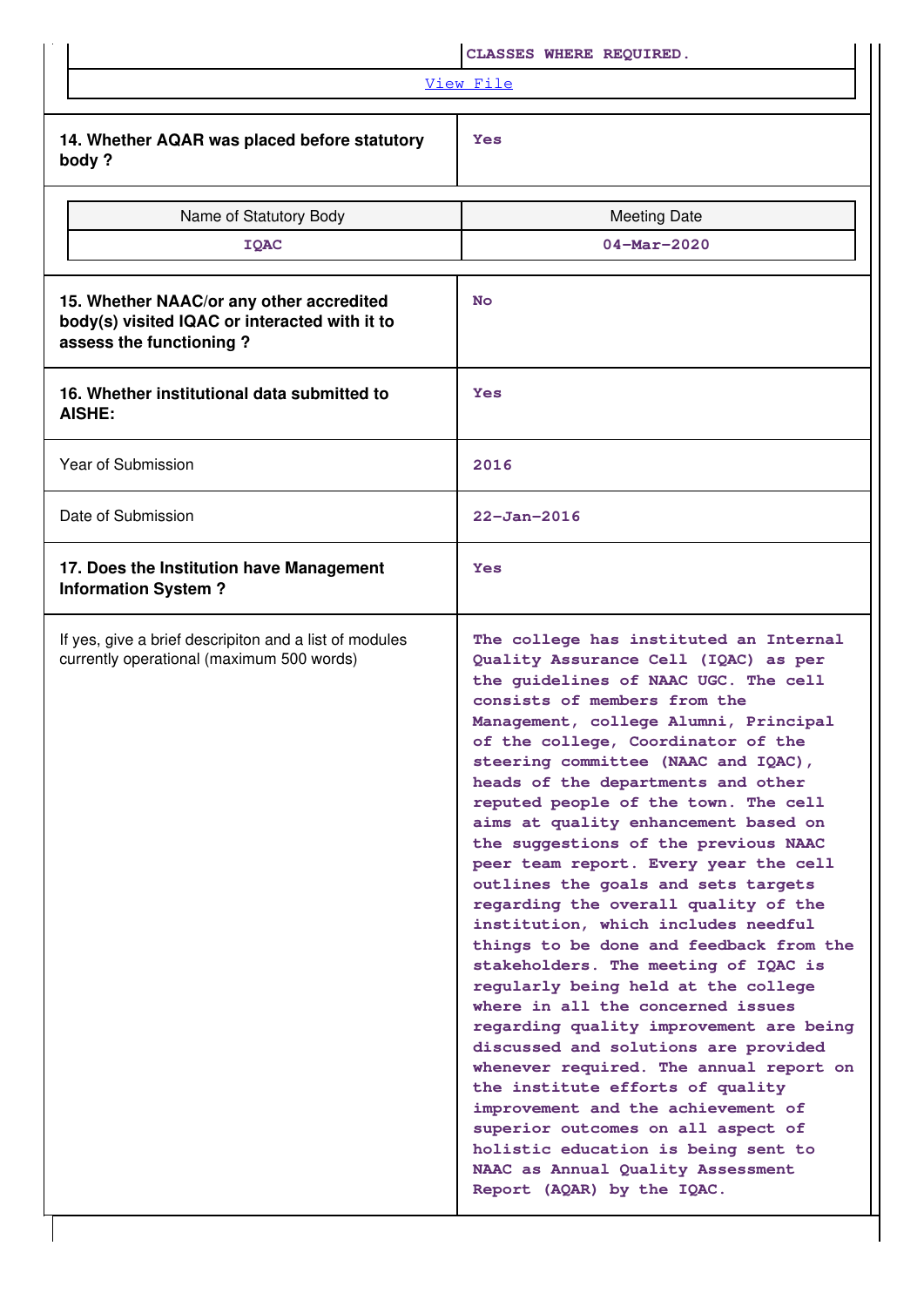| | CLASSES WHERE REQUIRED. |
|---|---|

View File

| 14. Whether AQAR was placed before statutory body ? | Yes |
|---|---|

| Name of Statutory Body | Meeting Date |
|---|---|
| IQAC | 04-Mar-2020 |

| 15. Whether NAAC/or any other accredited body(s) visited IQAC or interacted with it to assess the functioning ? | No |
|---|---|
| **16. Whether institutional data submitted to AISHE:** | Yes |
| Year of Submission | 2016 |
| Date of Submission | 22-Jan-2016 |
| **17. Does the Institution have Management Information System ?** | Yes |
| If yes, give a brief descripiton and a list of modules currently operational (maximum 500 words) | The college has instituted an Internal Quality Assurance Cell (IQAC) as per the guidelines of NAAC UGC. The cell consists of members from the Management, college Alumni, Principal of the college, Coordinator of the steering committee (NAAC and IQAC), heads of the departments and other reputed people of the town. The cell aims at quality enhancement based on the suggestions of the previous NAAC peer team report. Every year the cell outlines the goals and sets targets regarding the overall quality of the institution, which includes needful things to be done and feedback from the stakeholders. The meeting of IQAC is regularly being held at the college where in all the concerned issues regarding quality improvement are being discussed and solutions are provided whenever required. The annual report on the institute efforts of quality improvement and the achievement of superior outcomes on all aspect of holistic education is being sent to NAAC as Annual Quality Assessment Report (AQAR) by the IQAC. |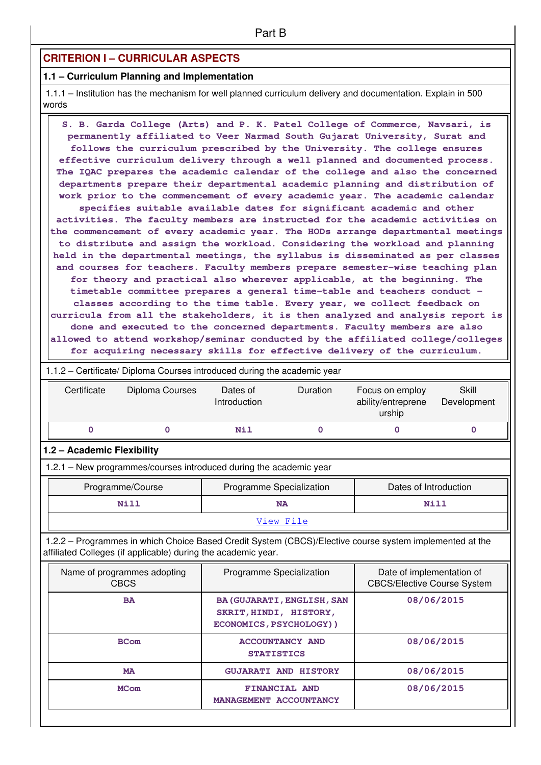Part B

## CRITERION I – CURRICULAR ASPECTS

### 1.1 – Curriculum Planning and Implementation

1.1.1 – Institution has the mechanism for well planned curriculum delivery and documentation. Explain in 500 words

S. B. Garda College (Arts) and P. K. Patel College of Commerce, Navsari, is permanently affiliated to Veer Narmad South Gujarat University, Surat and follows the curriculum prescribed by the University. The college ensures effective curriculum delivery through a well planned and documented process. The IQAC prepares the academic calendar of the college and also the concerned departments prepare their departmental academic planning and distribution of work prior to the commencement of every academic year. The academic calendar specifies suitable available dates for significant academic and other activities. The faculty members are instructed for the academic activities on the commencement of every academic year. The HODs arrange departmental meetings to distribute and assign the workload. Considering the workload and planning held in the departmental meetings, the syllabus is disseminated as per classes and courses for teachers. Faculty members prepare semester-wise teaching plan for theory and practical also wherever applicable, at the beginning. The timetable committee prepares a general time-table and teachers conduct - classes according to the time table. Every year, we collect feedback on curricula from all the stakeholders, it is then analyzed and analysis report is done and executed to the concerned departments. Faculty members are also allowed to attend workshop/seminar conducted by the affiliated college/colleges for acquiring necessary skills for effective delivery of the curriculum.

1.1.2 – Certificate/ Diploma Courses introduced during the academic year

| Certificate | Diploma Courses | Dates of Introduction | Duration | Focus on employ ability/entreprene urship | Skill Development |
|---|---|---|---|---|---|
| 0 | 0 | Nil | 0 | 0 | 0 |

### 1.2 – Academic Flexibility

1.2.1 – New programmes/courses introduced during the academic year

| Programme/Course | Programme Specialization | Dates of Introduction |
|---|---|---|
| Nill | NA | Nill |

View File

1.2.2 – Programmes in which Choice Based Credit System (CBCS)/Elective course system implemented at the affiliated Colleges (if applicable) during the academic year.

| Name of programmes adopting CBCS | Programme Specialization | Date of implementation of CBCS/Elective Course System |
|---|---|---|
| BA | BA(GUJARATI,ENGLISH,SANSKRIT,HINDI, HISTORY, ECONOMICS,PSYCHOLOGY)) | 08/06/2015 |
| BCom | ACCOUNTANCY AND STATISTICS | 08/06/2015 |
| MA | GUJARATI AND HISTORY | 08/06/2015 |
| MCom | FINANCIAL AND MANAGEMENT ACCOUNTANCY | 08/06/2015 |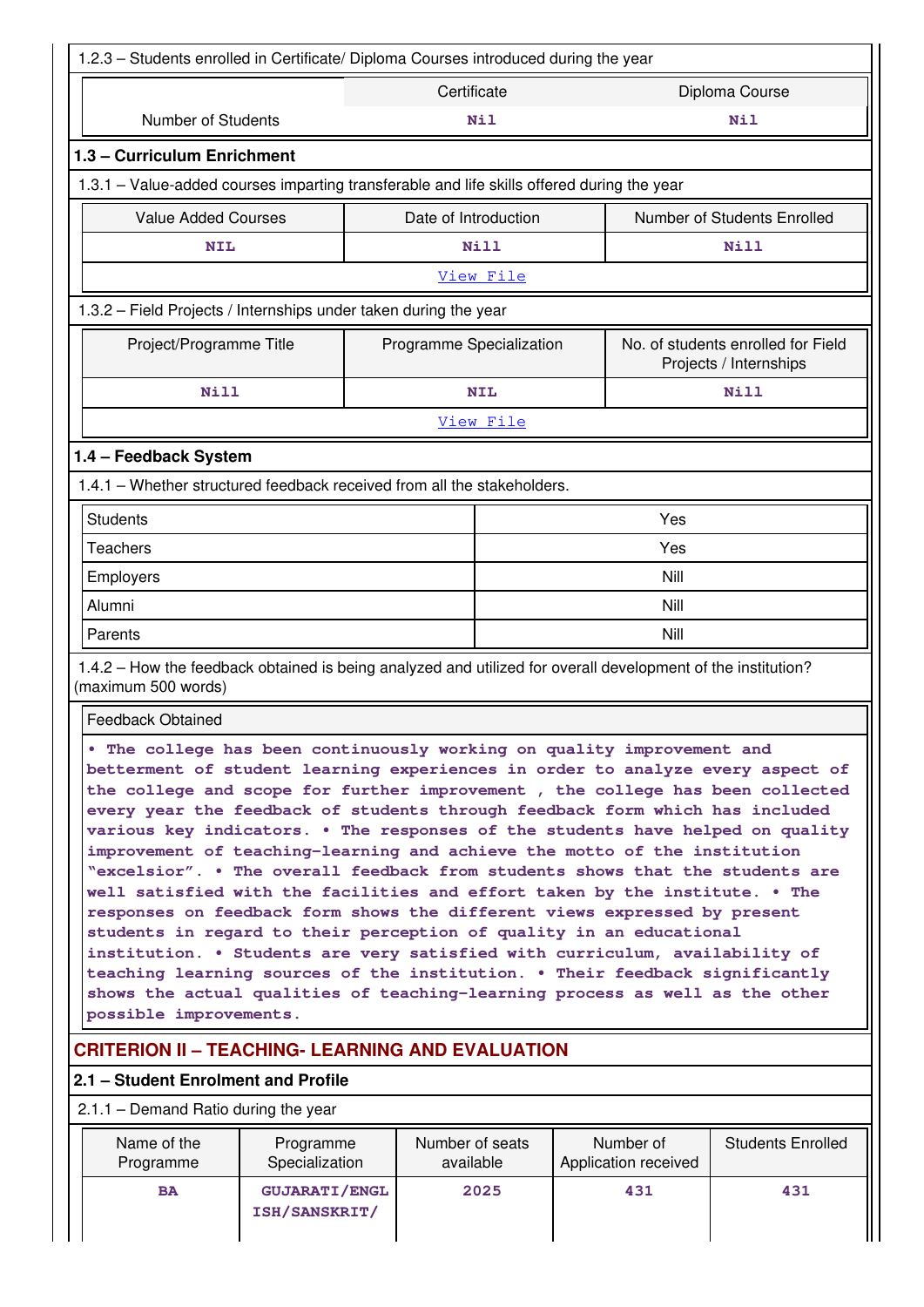1.2.3 – Students enrolled in Certificate/ Diploma Courses introduced during the year

| | Certificate | Diploma Course |
|---|---|---|
| Number of Students | Nil | Nil |

### 1.3 – Curriculum Enrichment

1.3.1 – Value-added courses imparting transferable and life skills offered during the year

| Value Added Courses | Date of Introduction | Number of Students Enrolled |
|---|---|---|
| NIL | Nill | Nill |
| View File | | |

1.3.2 – Field Projects / Internships under taken during the year

| Project/Programme Title | Programme Specialization | No. of students enrolled for Field Projects / Internships |
|---|---|---|
| Nill | NIL | Nill |
| View File | | |

### 1.4 – Feedback System

1.4.1 – Whether structured feedback received from all the stakeholders.

| | |
|---|---|
| Students | Yes |
| Teachers | Yes |
| Employers | Nill |
| Alumni | Nill |
| Parents | Nill |

1.4.2 – How the feedback obtained is being analyzed and utilized for overall development of the institution? (maximum 500 words)

Feedback Obtained

• The college has been continuously working on quality improvement and betterment of student learning experiences in order to analyze every aspect of the college and scope for further improvement , the college has been collected every year the feedback of students through feedback form which has included various key indicators. • The responses of the students have helped on quality improvement of teaching-learning and achieve the motto of the institution "excelsior". • The overall feedback from students shows that the students are well satisfied with the facilities and effort taken by the institute. • The responses on feedback form shows the different views expressed by present students in regard to their perception of quality in an educational institution. • Students are very satisfied with curriculum, availability of teaching learning sources of the institution. • Their feedback significantly shows the actual qualities of teaching-learning process as well as the other possible improvements.

## CRITERION II – TEACHING- LEARNING AND EVALUATION

### 2.1 – Student Enrolment and Profile

2.1.1 – Demand Ratio during the year

| Name of the Programme | Programme Specialization | Number of seats available | Number of Application received | Students Enrolled |
|---|---|---|---|---|
| BA | GUJARATI/ENGLISH/SANSKRIT/ | 2025 | 431 | 431 |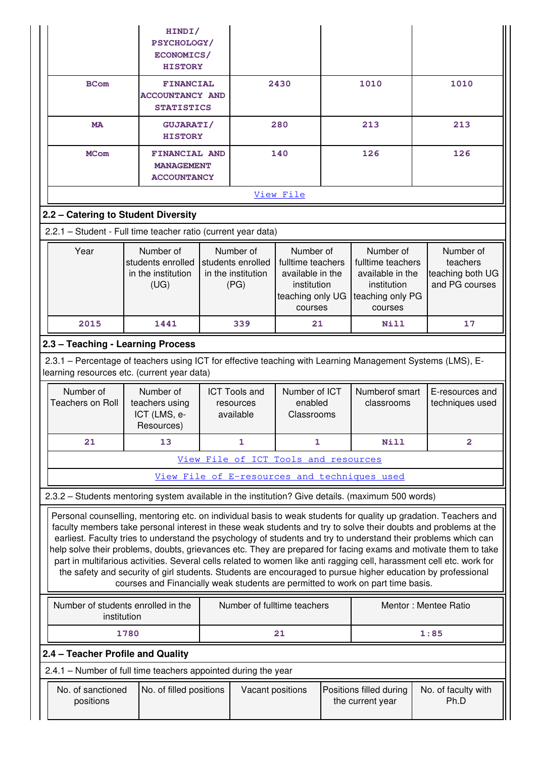| | HINDI/ PSYCHOLOGY/ ECONOMICS/ HISTORY | | | |
|---|---|---|---|---|
| BCom | FINANCIAL ACCOUNTANCY AND STATISTICS | 2430 | 1010 | 1010 |
| MA | GUJARATI/ HISTORY | 280 | 213 | 213 |
| MCom | FINANCIAL AND MANAGEMENT ACCOUNTANCY | 140 | 126 | 126 |
| View File | | | | |

## 2.2 – Catering to Student Diversity

2.2.1 – Student - Full time teacher ratio (current year data)

| Year | Number of students enrolled in the institution (UG) | Number of students enrolled in the institution (PG) | Number of fulltime teachers available in the institution teaching only UG courses | Number of fulltime teachers available in the institution teaching only PG courses | Number of teachers teaching both UG and PG courses |
|---|---|---|---|---|---|
| 2015 | 1441 | 339 | 21 | Nill | 17 |

## 2.3 – Teaching - Learning Process

2.3.1 – Percentage of teachers using ICT for effective teaching with Learning Management Systems (LMS), E-learning resources etc. (current year data)

| Number of Teachers on Roll | Number of teachers using ICT (LMS, e-Resources) | ICT Tools and resources available | Number of ICT enabled Classrooms | Numberof smart classrooms | E-resources and techniques used |
|---|---|---|---|---|---|
| 21 | 13 | 1 | 1 | Nill | 2 |
| View File of ICT Tools and resources | | | | | |
| View File of E-resources and techniques used | | | | | |

2.3.2 – Students mentoring system available in the institution? Give details. (maximum 500 words)

Personal counselling, mentoring etc. on individual basis to weak students for quality up gradation. Teachers and faculty members take personal interest in these weak students and try to solve their doubts and problems at the earliest. Faculty tries to understand the psychology of students and try to understand their problems which can help solve their problems, doubts, grievances etc. They are prepared for facing exams and motivate them to take part in multifarious activities. Several cells related to women like anti ragging cell, harassment cell etc. work for the safety and security of girl students. Students are encouraged to pursue higher education by professional courses and Financially weak students are permitted to work on part time basis.

| Number of students enrolled in the institution | Number of fulltime teachers | Mentor : Mentee Ratio |
|---|---|---|
| 1780 | 21 | 1:85 |

## 2.4 – Teacher Profile and Quality

2.4.1 – Number of full time teachers appointed during the year

| No. of sanctioned positions | No. of filled positions | Vacant positions | Positions filled during the current year | No. of faculty with Ph.D |
|---|---|---|---|---|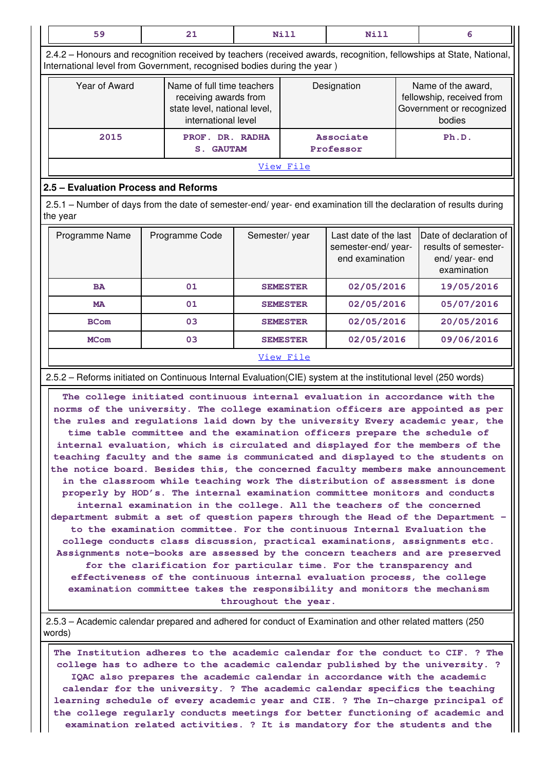| 59 | 21 | Nill | Nill | 6 |
|---|---|---|---|---|

2.4.2 – Honours and recognition received by teachers (received awards, recognition, fellowships at State, National, International level from Government, recognised bodies during the year )

| Year of Award | Name of full time teachers receiving awards from state level, national level, international level | Designation | Name of the award, fellowship, received from Government or recognized bodies |
|---|---|---|---|
| 2015 | PROF. DR. RADHA S. GAUTAM | Associate Professor | Ph.D. |

View File

## 2.5 – Evaluation Process and Reforms

2.5.1 – Number of days from the date of semester-end/ year- end examination till the declaration of results during the year

| Programme Name | Programme Code | Semester/ year | Last date of the last semester-end/ year-end examination | Date of declaration of results of semester-end/ year- end examination |
|---|---|---|---|---|
| BA | 01 | SEMESTER | 02/05/2016 | 19/05/2016 |
| MA | 01 | SEMESTER | 02/05/2016 | 05/07/2016 |
| BCom | 03 | SEMESTER | 02/05/2016 | 20/05/2016 |
| MCom | 03 | SEMESTER | 02/05/2016 | 09/06/2016 |

View File

2.5.2 – Reforms initiated on Continuous Internal Evaluation(CIE) system at the institutional level (250 words)

The college initiated continuous internal evaluation in accordance with the norms of the university. The college examination officers are appointed as per the rules and regulations laid down by the university Every academic year, the time table committee and the examination officers prepare the schedule of internal evaluation, which is circulated and displayed for the members of the teaching faculty and the same is communicated and displayed to the students on the notice board. Besides this, the concerned faculty members make announcement in the classroom while teaching work The distribution of assessment is done properly by HOD's. The internal examination committee monitors and conducts internal examination in the college. All the teachers of the concerned department submit a set of question papers through the Head of the Department – to the examination committee. For the continuous Internal Evaluation the college conducts class discussion, practical examinations, assignments etc. Assignments note-books are assessed by the concern teachers and are preserved for the clarification for particular time. For the transparency and effectiveness of the continuous internal evaluation process, the college examination committee takes the responsibility and monitors the mechanism throughout the year.

2.5.3 – Academic calendar prepared and adhered for conduct of Examination and other related matters (250 words)

The Institution adheres to the academic calendar for the conduct to CIF. ? The college has to adhere to the academic calendar published by the university. ? IQAC also prepares the academic calendar in accordance with the academic calendar for the university. ? The academic calendar specifics the teaching learning schedule of every academic year and CIE. ? The In-charge principal of the college regularly conducts meetings for better functioning of academic and examination related activities. ? It is mandatory for the students and the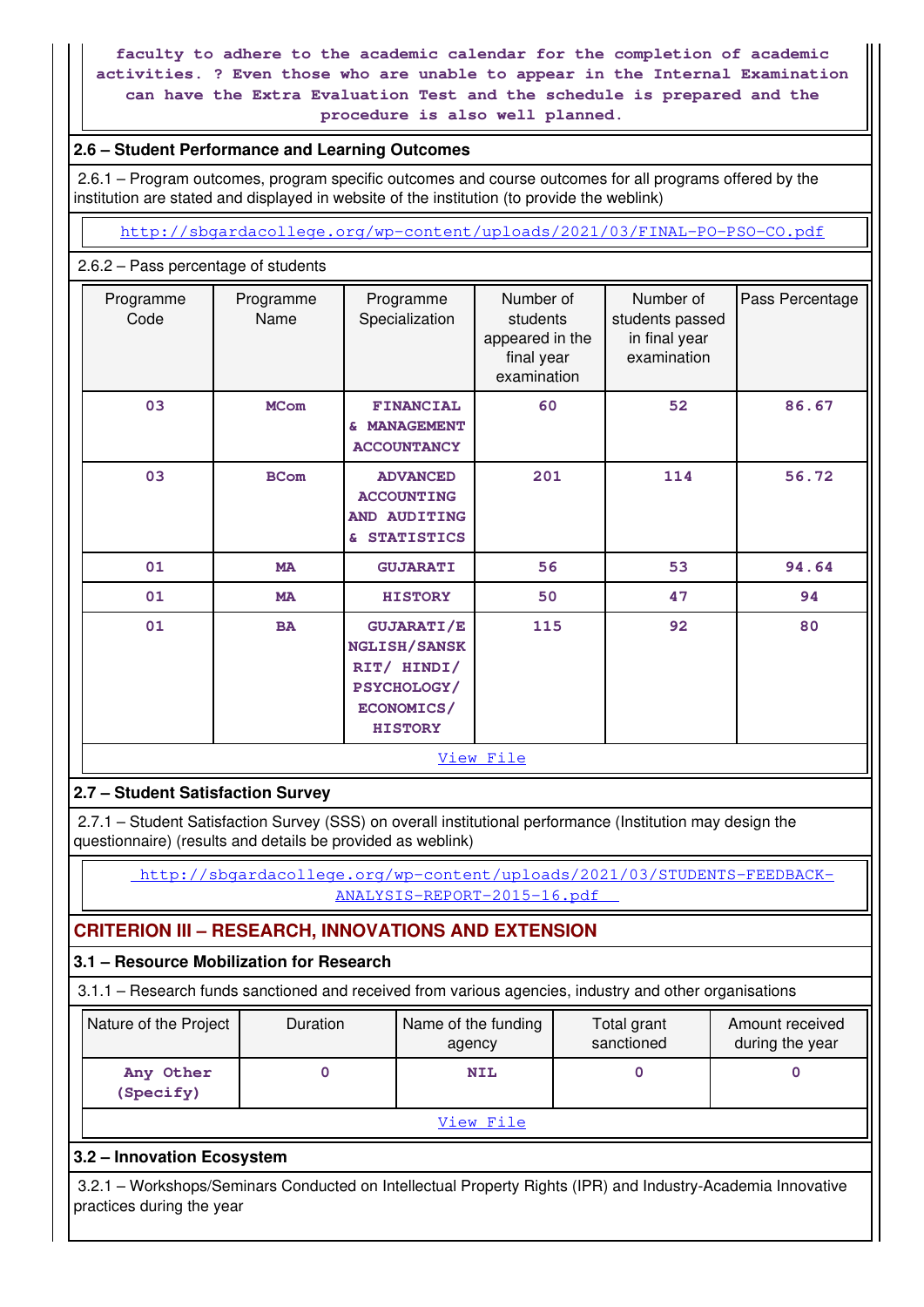faculty to adhere to the academic calendar for the completion of academic activities. ? Even those who are unable to appear in the Internal Examination can have the Extra Evaluation Test and the schedule is prepared and the procedure is also well planned.

### 2.6 – Student Performance and Learning Outcomes

2.6.1 – Program outcomes, program specific outcomes and course outcomes for all programs offered by the institution are stated and displayed in website of the institution (to provide the weblink)

http://sbgardacollege.org/wp-content/uploads/2021/03/FINAL-PO-PSO-CO.pdf

2.6.2 – Pass percentage of students

| Programme Code | Programme Name | Programme Specialization | Number of students appeared in the final year examination | Number of students passed in final year examination | Pass Percentage |
|---|---|---|---|---|---|
| 03 | MCom | FINANCIAL & MANAGEMENT ACCOUNTANCY | 60 | 52 | 86.67 |
| 03 | BCom | ADVANCED ACCOUNTING AND AUDITING & STATISTICS | 201 | 114 | 56.72 |
| 01 | MA | GUJARATI | 56 | 53 | 94.64 |
| 01 | MA | HISTORY | 50 | 47 | 94 |
| 01 | BA | GUJARATI/ENGLISH/SANSKRIT/ HINDI/ PSYCHOLOGY/ ECONOMICS/ HISTORY | 115 | 92 | 80 |

View File

### 2.7 – Student Satisfaction Survey

2.7.1 – Student Satisfaction Survey (SSS) on overall institutional performance (Institution may design the questionnaire) (results and details be provided as weblink)

http://sbgardacollege.org/wp-content/uploads/2021/03/STUDENTS-FEEDBACK-ANALYSIS-REPORT-2015-16.pdf

## CRITERION III – RESEARCH, INNOVATIONS AND EXTENSION

### 3.1 – Resource Mobilization for Research

3.1.1 – Research funds sanctioned and received from various agencies, industry and other organisations

| Nature of the Project | Duration | Name of the funding agency | Total grant sanctioned | Amount received during the year |
|---|---|---|---|---|
| Any Other (Specify) | 0 | NIL | 0 | 0 |

View File

### 3.2 – Innovation Ecosystem

3.2.1 – Workshops/Seminars Conducted on Intellectual Property Rights (IPR) and Industry-Academia Innovative practices during the year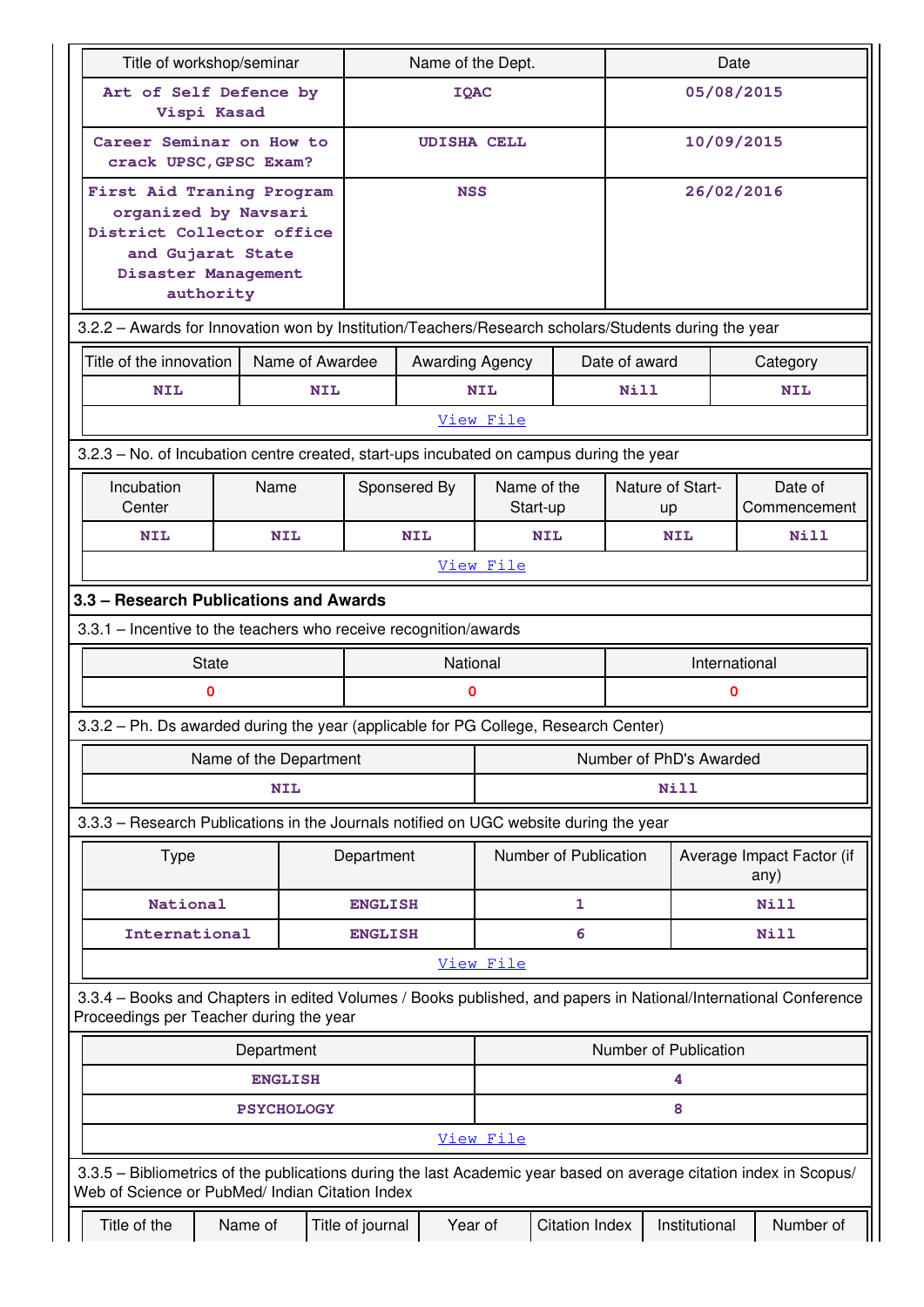| Title of workshop/seminar | Name of the Dept. | Date |
|---|---|---|
| Art of Self Defence by Vispi Kasad | IQAC | 05/08/2015 |
| Career Seminar on How to crack UPSC,GPSC Exam? | UDISHA CELL | 10/09/2015 |
| First Aid Traning Program organized by Navsari District Collector office and Gujarat State Disaster Management authority | NSS | 26/02/2016 |

3.2.2 – Awards for Innovation won by Institution/Teachers/Research scholars/Students during the year

| Title of the innovation | Name of Awardee | Awarding Agency | Date of award | Category |
|---|---|---|---|---|
| NIL | NIL | NIL | Nill | NIL |
| View File | | | | |

3.2.3 – No. of Incubation centre created, start-ups incubated on campus during the year

| Incubation Center | Name | Sponsered By | Name of the Start-up | Nature of Start-up | Date of Commencement |
|---|---|---|---|---|---|
| NIL | NIL | NIL | NIL | NIL | Nill |
| View File | | | | | |

## 3.3 – Research Publications and Awards

3.3.1 – Incentive to the teachers who receive recognition/awards

| State | National | International |
|---|---|---|
| 0 | 0 | 0 |

3.3.2 – Ph. Ds awarded during the year (applicable for PG College, Research Center)

| Name of the Department | Number of PhD's Awarded |
|---|---|
| NIL | Nill |

3.3.3 – Research Publications in the Journals notified on UGC website during the year

| Type | Department | Number of Publication | Average Impact Factor (if any) |
|---|---|---|---|
| National | ENGLISH | 1 | Nill |
| International | ENGLISH | 6 | Nill |
| View File | | | |

3.3.4 – Books and Chapters in edited Volumes / Books published, and papers in National/International Conference Proceedings per Teacher during the year

| Department | Number of Publication |
|---|---|
| ENGLISH | 4 |
| PSYCHOLOGY | 8 |
| View File | |

3.3.5 – Bibliometrics of the publications during the last Academic year based on average citation index in Scopus/ Web of Science or PubMed/ Indian Citation Index

| Title of the | Name of | Title of journal | Year of | Citation Index | Institutional | Number of |
|---|---|---|---|---|---|---|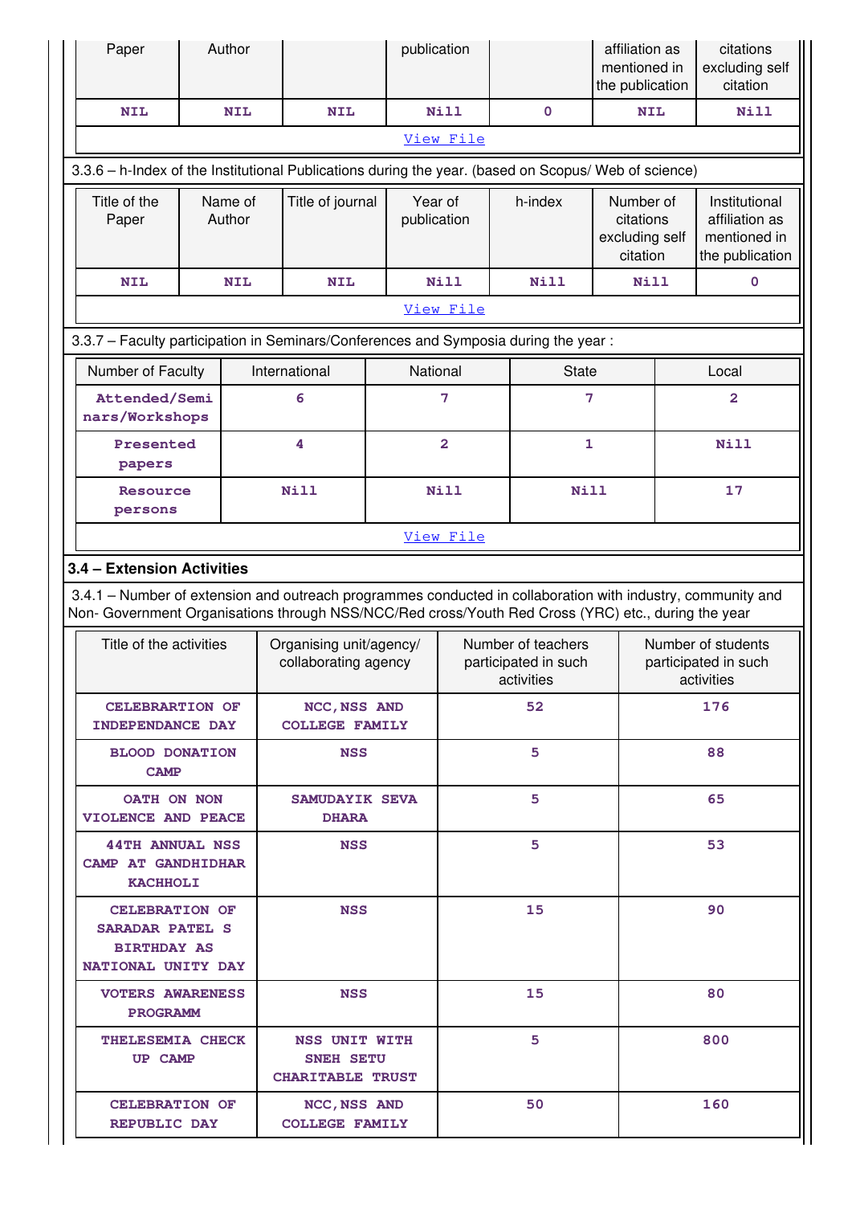| Paper | Author | | publication | | affiliation as mentioned in the publication | citations excluding self citation |
|---|---|---|---|---|---|---|
| NIL | NIL | NIL | Nill | 0 | NIL | Nill |

View File

3.3.6 – h-Index of the Institutional Publications during the year. (based on Scopus/ Web of science)

| Title of the Paper | Name of Author | Title of journal | Year of publication | h-index | Number of citations excluding self citation | Institutional affiliation as mentioned in the publication |
|---|---|---|---|---|---|---|
| NIL | NIL | NIL | Nill | Nill | Nill | 0 |

View File

3.3.7 – Faculty participation in Seminars/Conferences and Symposia during the year :

| Number of Faculty | International | National | State | Local |
|---|---|---|---|---|
| Attended/Seminars/Workshops | 6 | 7 | 7 | 2 |
| Presented papers | 4 | 2 | 1 | Nill |
| Resource persons | Nill | Nill | Nill | 17 |

View File

## 3.4 – Extension Activities

3.4.1 – Number of extension and outreach programmes conducted in collaboration with industry, community and Non- Government Organisations through NSS/NCC/Red cross/Youth Red Cross (YRC) etc., during the year

| Title of the activities | Organising unit/agency/ collaborating agency | Number of teachers participated in such activities | Number of students participated in such activities |
|---|---|---|---|
| CELEBRARTION OF INDEPENDANCE DAY | NCC,NSS AND COLLEGE FAMILY | 52 | 176 |
| BLOOD DONATION CAMP | NSS | 5 | 88 |
| OATH ON NON VIOLENCE AND PEACE | SAMUDAYIK SEVA DHARA | 5 | 65 |
| 44TH ANNUAL NSS CAMP AT GANDHIDHAR KACHHOLI | NSS | 5 | 53 |
| CELEBRATION OF SARADAR PATEL S BIRTHDAY AS NATIONAL UNITY DAY | NSS | 15 | 90 |
| VOTERS AWARENESS PROGRAMM | NSS | 15 | 80 |
| THELESEMIA CHECK UP CAMP | NSS UNIT WITH SNEH SETU CHARITABLE TRUST | 5 | 800 |
| CELEBRATION OF REPUBLIC DAY | NCC,NSS AND COLLEGE FAMILY | 50 | 160 |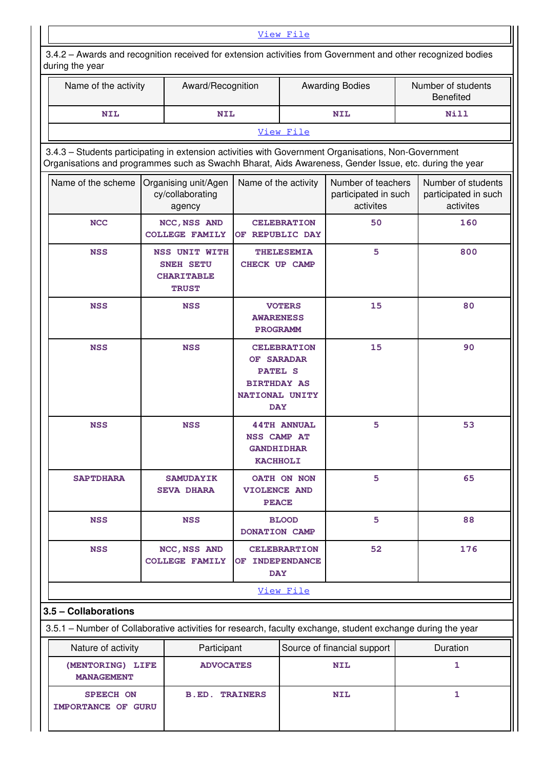[View File](#)

3.4.2 – Awards and recognition received for extension activities from Government and other recognized bodies during the year

| Name of the activity | Award/Recognition | Awarding Bodies | Number of students Benefited |
|---|---|---|---|
| NIL | NIL | NIL | Nill |

[View File](#)

3.4.3 – Students participating in extension activities with Government Organisations, Non-Government Organisations and programmes such as Swachh Bharat, Aids Awareness, Gender Issue, etc. during the year

| Name of the scheme | Organising unit/Agency/collaborating agency | Name of the activity | Number of teachers participated in such activites | Number of students participated in such activites |
|---|---|---|---|---|
| NCC | NCC,NSS AND COLLEGE FAMILY | CELEBRATION OF REPUBLIC DAY | 50 | 160 |
| NSS | NSS UNIT WITH SNEH SETU CHARITABLE TRUST | THELESEMIA CHECK UP CAMP | 5 | 800 |
| NSS | NSS | VOTERS AWARENESS PROGRAMM | 15 | 80 |
| NSS | NSS | CELEBRATION OF SARADAR PATEL S BIRTHDAY AS NATIONAL UNITY DAY | 15 | 90 |
| NSS | NSS | 44TH ANNUAL NSS CAMP AT GANDHIDHAR KACHHOLI | 5 | 53 |
| SAPTDHARA | SAMUDAYIK SEVA DHARA | OATH ON NON VIOLENCE AND PEACE | 5 | 65 |
| NSS | NSS | BLOOD DONATION CAMP | 5 | 88 |
| NSS | NCC,NSS AND COLLEGE FAMILY | CELEBRARTION OF INDEPENDANCE DAY | 52 | 176 |

[View File](#)

## 3.5 – Collaborations

3.5.1 – Number of Collaborative activities for research, faculty exchange, student exchange during the year

| Nature of activity | Participant | Source of financial support | Duration |
|---|---|---|---|
| (MENTORING) LIFE MANAGEMENT | ADVOCATES | NIL | 1 |
| SPEECH ON IMPORTANCE OF GURU | B.ED. TRAINERS | NIL | 1 |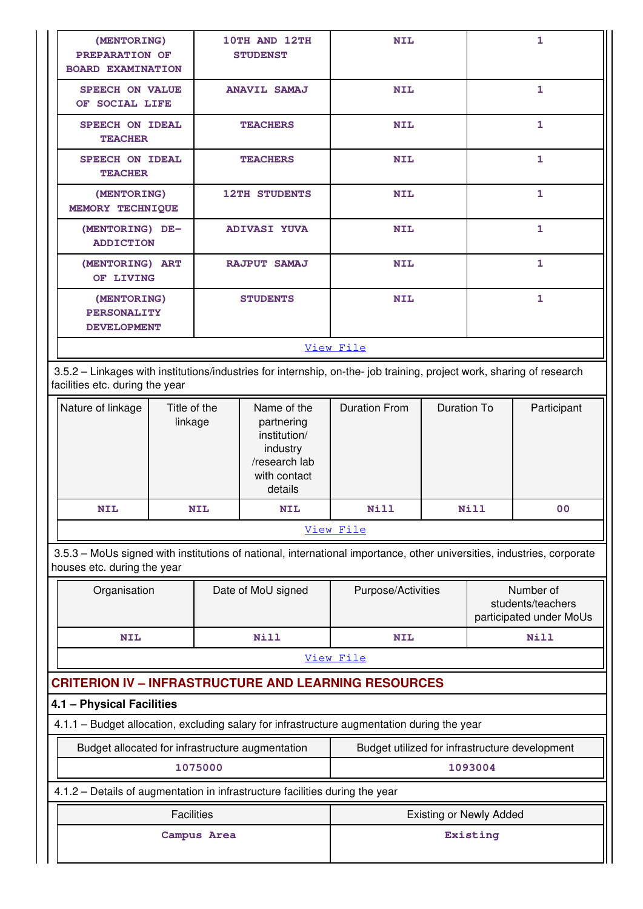| (MENTORING) PREPARATION OF BOARD EXAMINATION | 10TH AND 12TH STUDENST | NIL | 1 |
|---|---|---|---|
| SPEECH ON VALUE OF SOCIAL LIFE | ANAVIL SAMAJ | NIL | 1 |
| SPEECH ON IDEAL TEACHER | TEACHERS | NIL | 1 |
| SPEECH ON IDEAL TEACHER | TEACHERS | NIL | 1 |
| (MENTORING) MEMORY TECHNIQUE | 12TH STUDENTS | NIL | 1 |
| (MENTORING) DE-ADDICTION | ADIVASI YUVA | NIL | 1 |
| (MENTORING) ART OF LIVING | RAJPUT SAMAJ | NIL | 1 |
| (MENTORING) PERSONALITY DEVELOPMENT | STUDENTS | NIL | 1 |

View File

3.5.2 – Linkages with institutions/industries for internship, on-the- job training, project work, sharing of research facilities etc. during the year

| Nature of linkage | Title of the linkage | Name of the partnering institution/ industry /research lab with contact details | Duration From | Duration To | Participant |
|---|---|---|---|---|---|
| NIL | NIL | NIL | Nill | Nill | 00 |

View File

3.5.3 – MoUs signed with institutions of national, international importance, other universities, industries, corporate houses etc. during the year

| Organisation | Date of MoU signed | Purpose/Activities | Number of students/teachers participated under MoUs |
|---|---|---|---|
| NIL | Nill | NIL | Nill |

View File

## CRITERION IV – INFRASTRUCTURE AND LEARNING RESOURCES

### 4.1 – Physical Facilities

4.1.1 – Budget allocation, excluding salary for infrastructure augmentation during the year

| Budget allocated for infrastructure augmentation | Budget utilized for infrastructure development |
|---|---|
| 1075000 | 1093004 |

4.1.2 – Details of augmentation in infrastructure facilities during the year

| Facilities | Existing or Newly Added |
|---|---|
| Campus Area | Existing |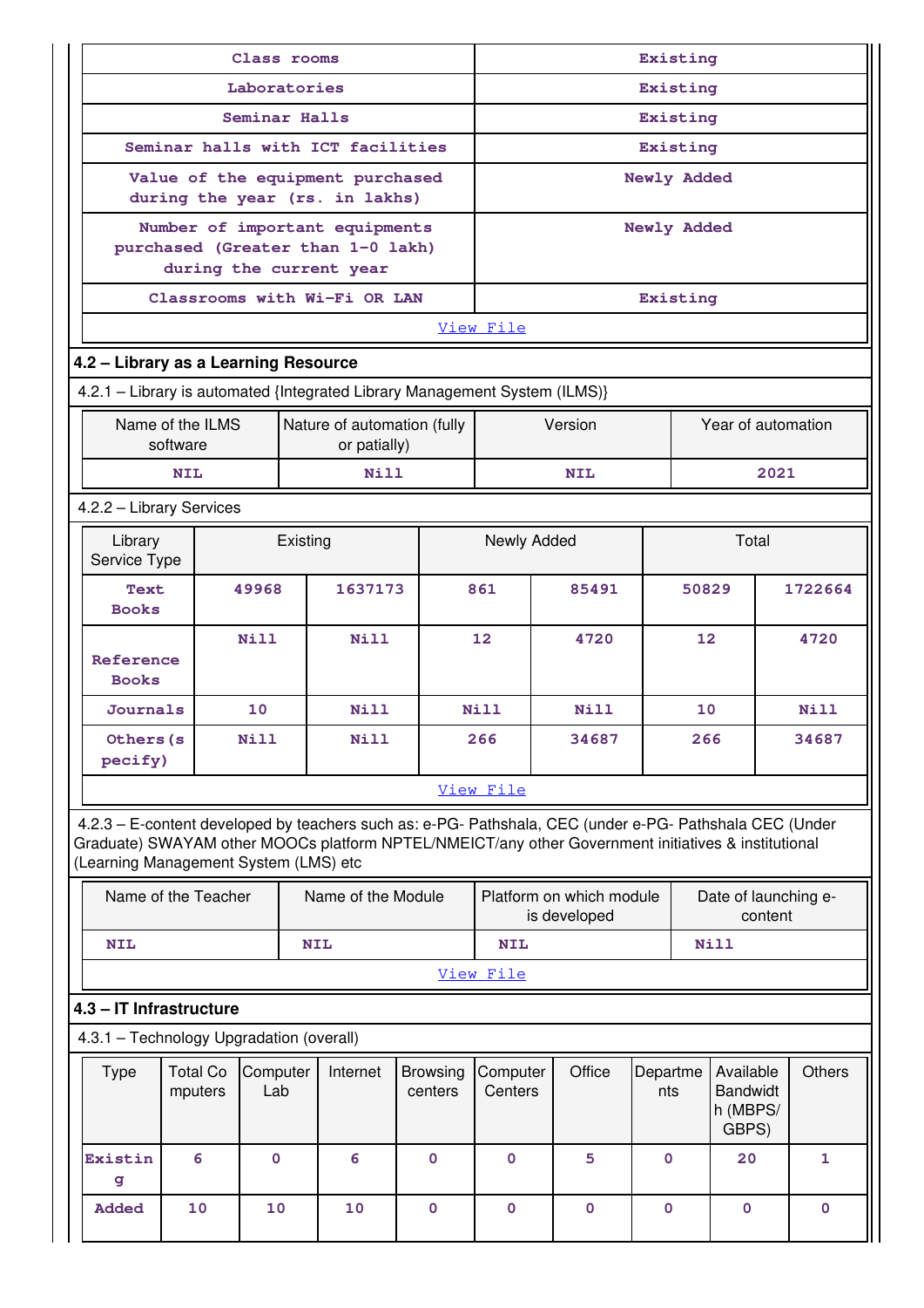| Class rooms | Existing |
|---|---|
| Laboratories | Existing |
| Seminar Halls | Existing |
| Seminar halls with ICT facilities | Existing |
| Value of the equipment purchased during the year (rs. in lakhs) | Newly Added |
| Number of important equipments purchased (Greater than 1-0 lakh) during the current year | Newly Added |
| Classrooms with Wi-Fi OR LAN | Existing |

View File

## 4.2 – Library as a Learning Resource

4.2.1 – Library is automated {Integrated Library Management System (ILMS)}

| Name of the ILMS software | Nature of automation (fully or patially) | Version | Year of automation |
|---|---|---|---|
| NIL | Nill | NIL | 2021 |

4.2.2 – Library Services

| Library Service Type | Existing | | Newly Added | | Total | |
|---|---|---|---|---|---|---|
| Text Books | 49968 | 1637173 | 861 | 85491 | 50829 | 1722664 |
| Reference Books | Nill | Nill | 12 | 4720 | 12 | 4720 |
| Journals | 10 | Nill | Nill | Nill | 10 | Nill |
| Others(specify) | Nill | Nill | 266 | 34687 | 266 | 34687 |

View File

4.2.3 – E-content developed by teachers such as: e-PG- Pathshala, CEC (under e-PG- Pathshala CEC (Under Graduate) SWAYAM other MOOCs platform NPTEL/NMEICT/any other Government initiatives & institutional (Learning Management System (LMS) etc

| Name of the Teacher | Name of the Module | Platform on which module is developed | Date of launching e-content |
|---|---|---|---|
| NIL | NIL | NIL | Nill |

View File

## 4.3 – IT Infrastructure

4.3.1 – Technology Upgradation (overall)

| Type | Total Computers | Computer Lab | Internet | Browsing centers | Computer Centers | Office | Departments | Available Bandwidth (MBPS/ GBPS) | Others |
|---|---|---|---|---|---|---|---|---|---|
| Existing | 6 | 0 | 6 | 0 | 0 | 5 | 0 | 20 | 1 |
| Added | 10 | 10 | 10 | 0 | 0 | 0 | 0 | 0 | 0 |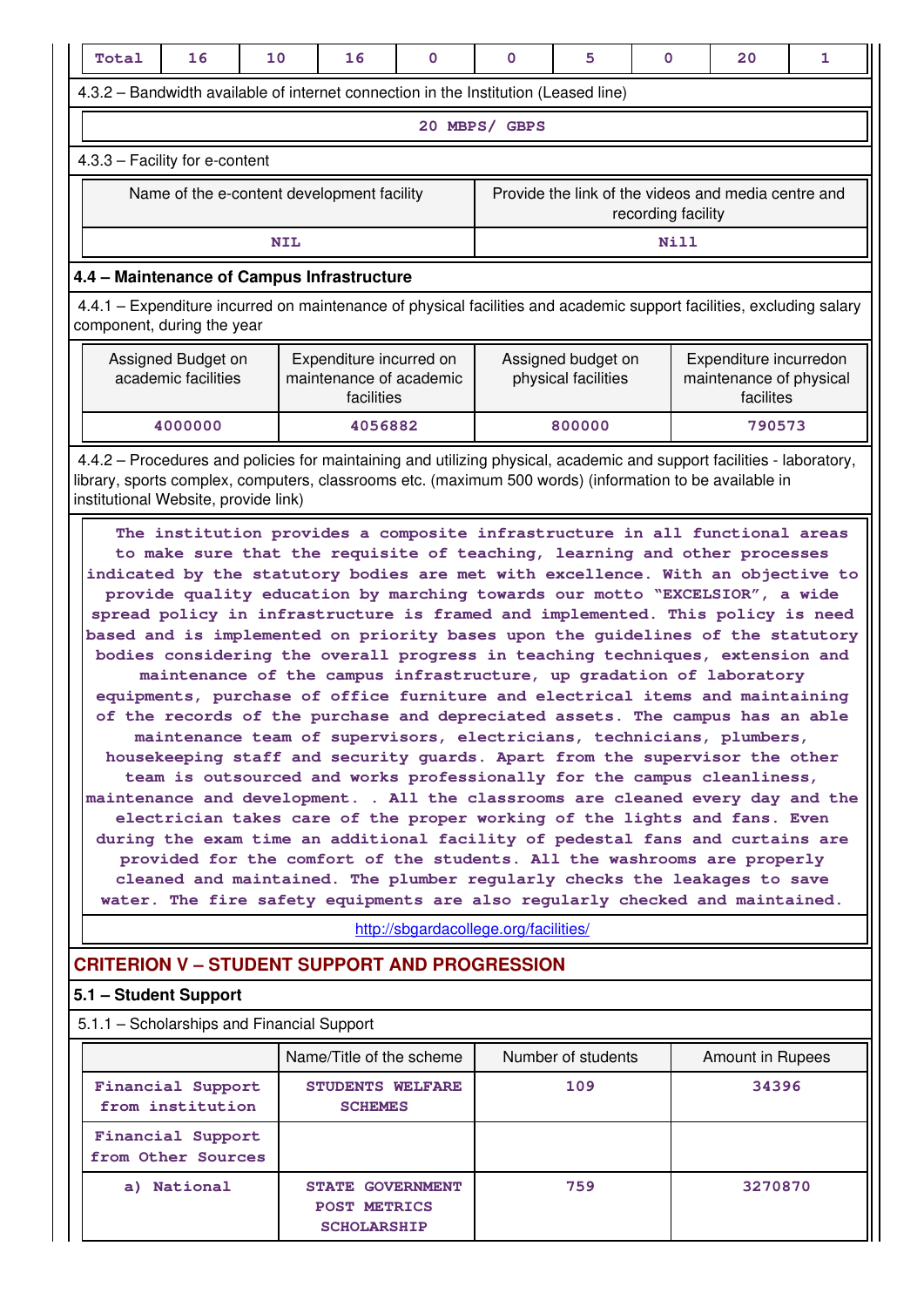| Total | 16 | 10 | 16 | 0 | 0 | 5 | 0 | 20 | 1 |
|---|---|---|---|---|---|---|---|---|---|

4.3.2 – Bandwidth available of internet connection in the Institution (Leased line)

20 MBPS/ GBPS

4.3.3 – Facility for e-content

| Name of the e-content development facility | Provide the link of the videos and media centre and recording facility |
|---|---|
| NIL | Nill |

### 4.4 – Maintenance of Campus Infrastructure

4.4.1 – Expenditure incurred on maintenance of physical facilities and academic support facilities, excluding salary component, during the year

| Assigned Budget on academic facilities | Expenditure incurred on maintenance of academic facilities | Assigned budget on physical facilities | Expenditure incurredon maintenance of physical facilites |
|---|---|---|---|
| 4000000 | 4056882 | 800000 | 790573 |

4.4.2 – Procedures and policies for maintaining and utilizing physical, academic and support facilities - laboratory, library, sports complex, computers, classrooms etc. (maximum 500 words) (information to be available in institutional Website, provide link)

The institution provides a composite infrastructure in all functional areas to make sure that the requisite of teaching, learning and other processes indicated by the statutory bodies are met with excellence. With an objective to provide quality education by marching towards our motto "EXCELSIOR", a wide spread policy in infrastructure is framed and implemented. This policy is need based and is implemented on priority bases upon the guidelines of the statutory bodies considering the overall progress in teaching techniques, extension and maintenance of the campus infrastructure, up gradation of laboratory equipments, purchase of office furniture and electrical items and maintaining of the records of the purchase and depreciated assets. The campus has an able maintenance team of supervisors, electricians, technicians, plumbers, housekeeping staff and security guards. Apart from the supervisor the other team is outsourced and works professionally for the campus cleanliness, maintenance and development. . All the classrooms are cleaned every day and the electrician takes care of the proper working of the lights and fans. Even during the exam time an additional facility of pedestal fans and curtains are provided for the comfort of the students. All the washrooms are properly cleaned and maintained. The plumber regularly checks the leakages to save water. The fire safety equipments are also regularly checked and maintained.

http://sbgardacollege.org/facilities/

## CRITERION V – STUDENT SUPPORT AND PROGRESSION

### 5.1 – Student Support

5.1.1 – Scholarships and Financial Support

| | Name/Title of the scheme | Number of students | Amount in Rupees |
|---|---|---|---|
| Financial Support from institution | STUDENTS WELFARE SCHEMES | 109 | 34396 |
| Financial Support from Other Sources | | | |
| a) National | STATE GOVERNMENT POST METRICS SCHOLARSHIP | 759 | 3270870 |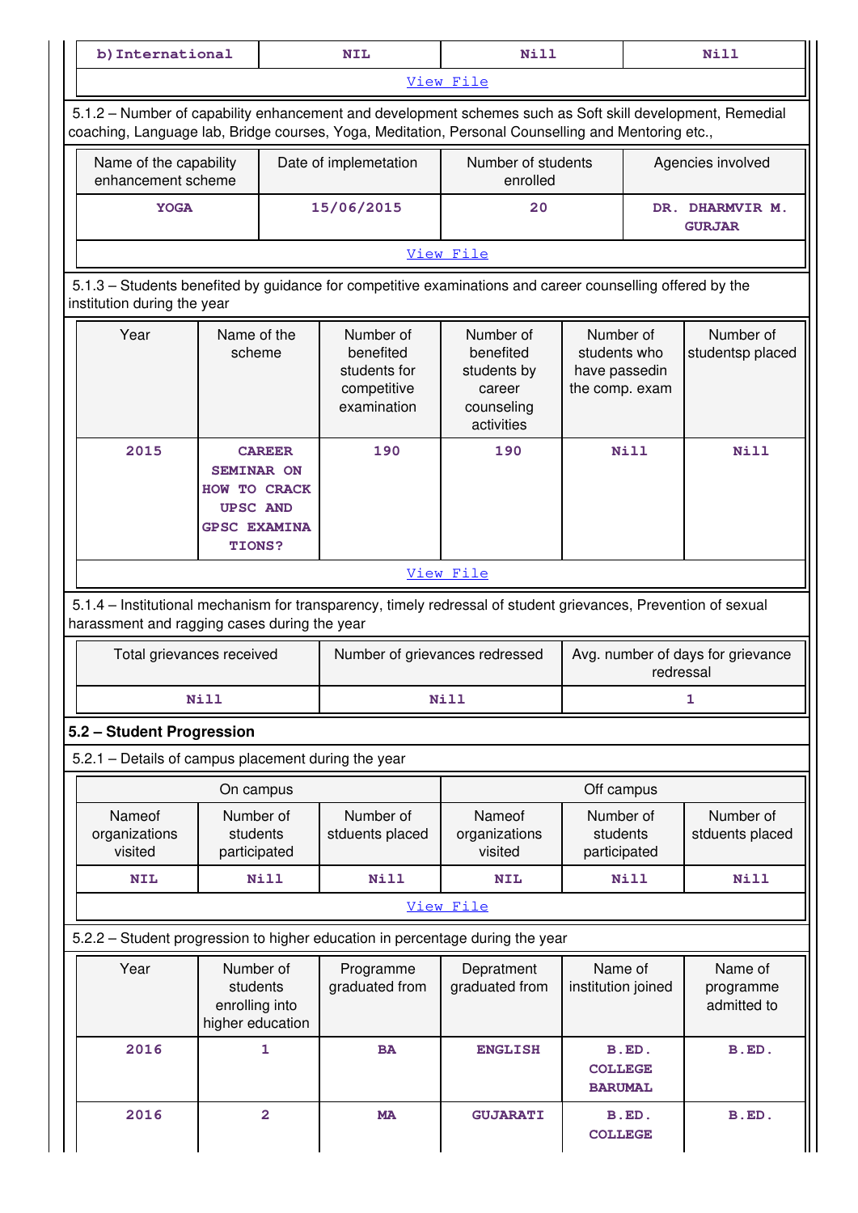| b)International | NIL | Nill | Nill |
|---|---|---|---|
| View File | | | |

5.1.2 – Number of capability enhancement and development schemes such as Soft skill development, Remedial coaching, Language lab, Bridge courses, Yoga, Meditation, Personal Counselling and Mentoring etc.,

| Name of the capability enhancement scheme | Date of implemetation | Number of students enrolled | Agencies involved |
|---|---|---|---|
| YOGA | 15/06/2015 | 20 | DR. DHARMVIR M. GURJAR |
| View File | | | |

5.1.3 – Students benefited by guidance for competitive examinations and career counselling offered by the institution during the year

| Year | Name of the scheme | Number of benefited students for competitive examination | Number of benefited students by career counseling activities | Number of students who have passedin the comp. exam | Number of studentsp placed |
|---|---|---|---|---|---|
| 2015 | CAREER SEMINAR ON HOW TO CRACK UPSC AND GPSC EXAMINATIONS? | 190 | 190 | Nill | Nill |
| View File | | | | | |

5.1.4 – Institutional mechanism for transparency, timely redressal of student grievances, Prevention of sexual harassment and ragging cases during the year

| Total grievances received | Number of grievances redressed | Avg. number of days for grievance redressal |
|---|---|---|
| Nill | Nill | 1 |

## 5.2 – Student Progression

5.2.1 – Details of campus placement during the year

| On campus | | | Off campus | | |
|---|---|---|---|---|---|
| Nameof organizations visited | Number of students participated | Number of stduents placed | Nameof organizations visited | Number of students participated | Number of stduents placed |
| NIL | Nill | Nill | NIL | Nill | Nill |
| View File | | | | | |

5.2.2 – Student progression to higher education in percentage during the year

| Year | Number of students enrolling into higher education | Programme graduated from | Depratment graduated from | Name of institution joined | Name of programme admitted to |
|---|---|---|---|---|---|
| 2016 | 1 | BA | ENGLISH | B.ED. COLLEGE BARUMAL | B.ED. |
| 2016 | 2 | MA | GUJARATI | B.ED. COLLEGE | B.ED. |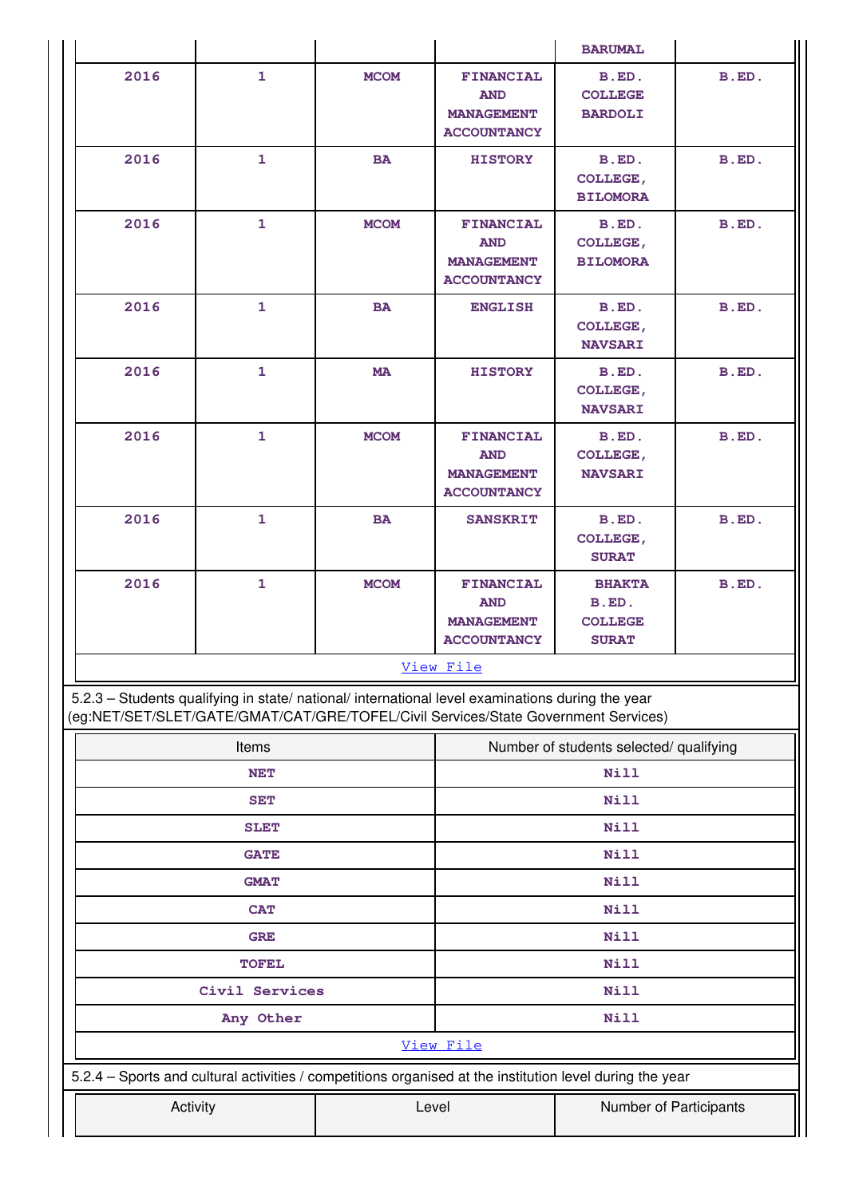| | | | | BARUMAL | |
|---|---|---|---|---|---|
| 2016 | 1 | MCOM | FINANCIAL AND MANAGEMENT ACCOUNTANCY | B.ED. COLLEGE BARDOLI | B.ED. |
| 2016 | 1 | BA | HISTORY | B.ED. COLLEGE, BILOMORA | B.ED. |
| 2016 | 1 | MCOM | FINANCIAL AND MANAGEMENT ACCOUNTANCY | B.ED. COLLEGE, BILOMORA | B.ED. |
| 2016 | 1 | BA | ENGLISH | B.ED. COLLEGE, NAVSARI | B.ED. |
| 2016 | 1 | MA | HISTORY | B.ED. COLLEGE, NAVSARI | B.ED. |
| 2016 | 1 | MCOM | FINANCIAL AND MANAGEMENT ACCOUNTANCY | B.ED. COLLEGE, NAVSARI | B.ED. |
| 2016 | 1 | BA | SANSKRIT | B.ED. COLLEGE, SURAT | B.ED. |
| 2016 | 1 | MCOM | FINANCIAL AND MANAGEMENT ACCOUNTANCY | BHAKTA B.ED. COLLEGE SURAT | B.ED. |

View File

5.2.3 – Students qualifying in state/ national/ international level examinations during the year (eg:NET/SET/SLET/GATE/GMAT/CAT/GRE/TOFEL/Civil Services/State Government Services)

| Items | Number of students selected/ qualifying |
|---|---|
| NET | Nill |
| SET | Nill |
| SLET | Nill |
| GATE | Nill |
| GMAT | Nill |
| CAT | Nill |
| GRE | Nill |
| TOFEL | Nill |
| Civil Services | Nill |
| Any Other | Nill |

View File

5.2.4 – Sports and cultural activities / competitions organised at the institution level during the year

| Activity | Level | Number of Participants |
|---|---|---|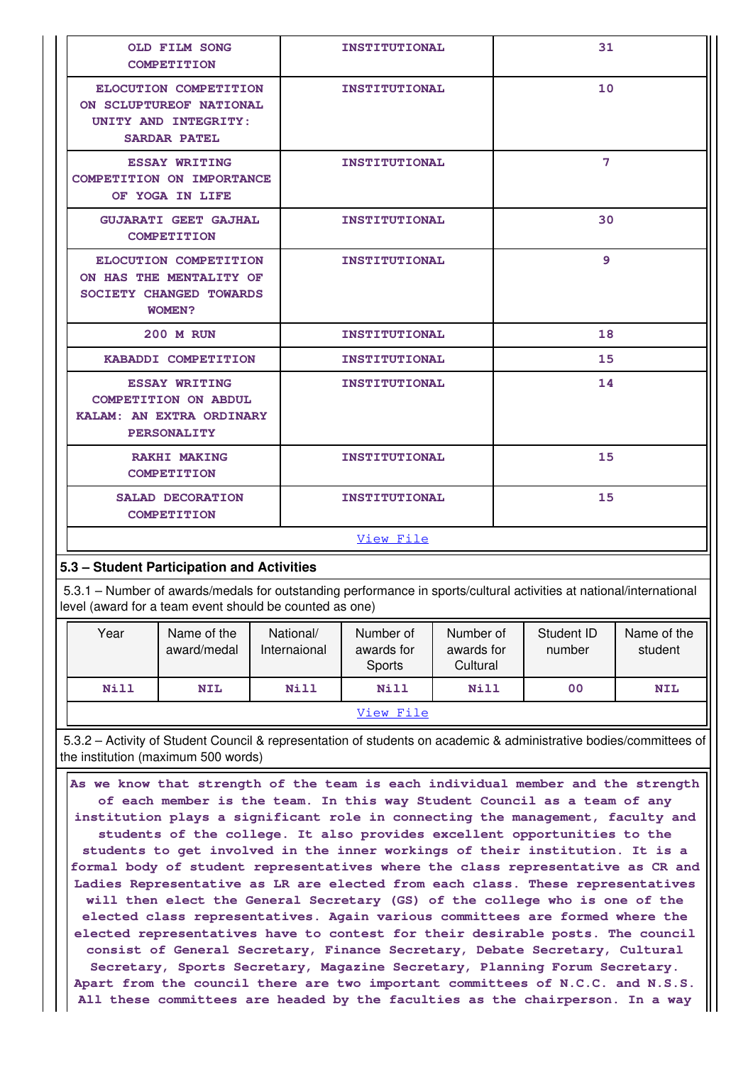| | | |
|---|---|---|
| OLD FILM SONG COMPETITION | INSTITUTIONAL | 31 |
| ELOCUTION COMPETITION ON SCLUPTUREOF NATIONAL UNITY AND INTEGRITY: SARDAR PATEL | INSTITUTIONAL | 10 |
| ESSAY WRITING COMPETITION ON IMPORTANCE OF YOGA IN LIFE | INSTITUTIONAL | 7 |
| GUJARATI GEET GAJHAL COMPETITION | INSTITUTIONAL | 30 |
| ELOCUTION COMPETITION ON HAS THE MENTALITY OF SOCIETY CHANGED TOWARDS WOMEN? | INSTITUTIONAL | 9 |
| 200 M RUN | INSTITUTIONAL | 18 |
| KABADDI COMPETITION | INSTITUTIONAL | 15 |
| ESSAY WRITING COMPETITION ON ABDUL KALAM: AN EXTRA ORDINARY PERSONALITY | INSTITUTIONAL | 14 |
| RAKHI MAKING COMPETITION | INSTITUTIONAL | 15 |
| SALAD DECORATION COMPETITION | INSTITUTIONAL | 15 |

View File

### 5.3 – Student Participation and Activities

5.3.1 – Number of awards/medals for outstanding performance in sports/cultural activities at national/international level (award for a team event should be counted as one)

| Year | Name of the award/medal | National/ Internaional | Number of awards for Sports | Number of awards for Cultural | Student ID number | Name of the student |
|---|---|---|---|---|---|---|
| Nill | NIL | Nill | Nill | Nill | 00 | NIL |

View File

5.3.2 – Activity of Student Council & representation of students on academic & administrative bodies/committees of the institution (maximum 500 words)

As we know that strength of the team is each individual member and the strength of each member is the team. In this way Student Council as a team of any institution plays a significant role in connecting the management, faculty and students of the college. It also provides excellent opportunities to the students to get involved in the inner workings of their institution. It is a formal body of student representatives where the class representative as CR and Ladies Representative as LR are elected from each class. These representatives will then elect the General Secretary (GS) of the college who is one of the elected class representatives. Again various committees are formed where the elected representatives have to contest for their desirable posts. The council consist of General Secretary, Finance Secretary, Debate Secretary, Cultural Secretary, Sports Secretary, Magazine Secretary, Planning Forum Secretary. Apart from the council there are two important committees of N.C.C. and N.S.S. All these committees are headed by the faculties as the chairperson. In a way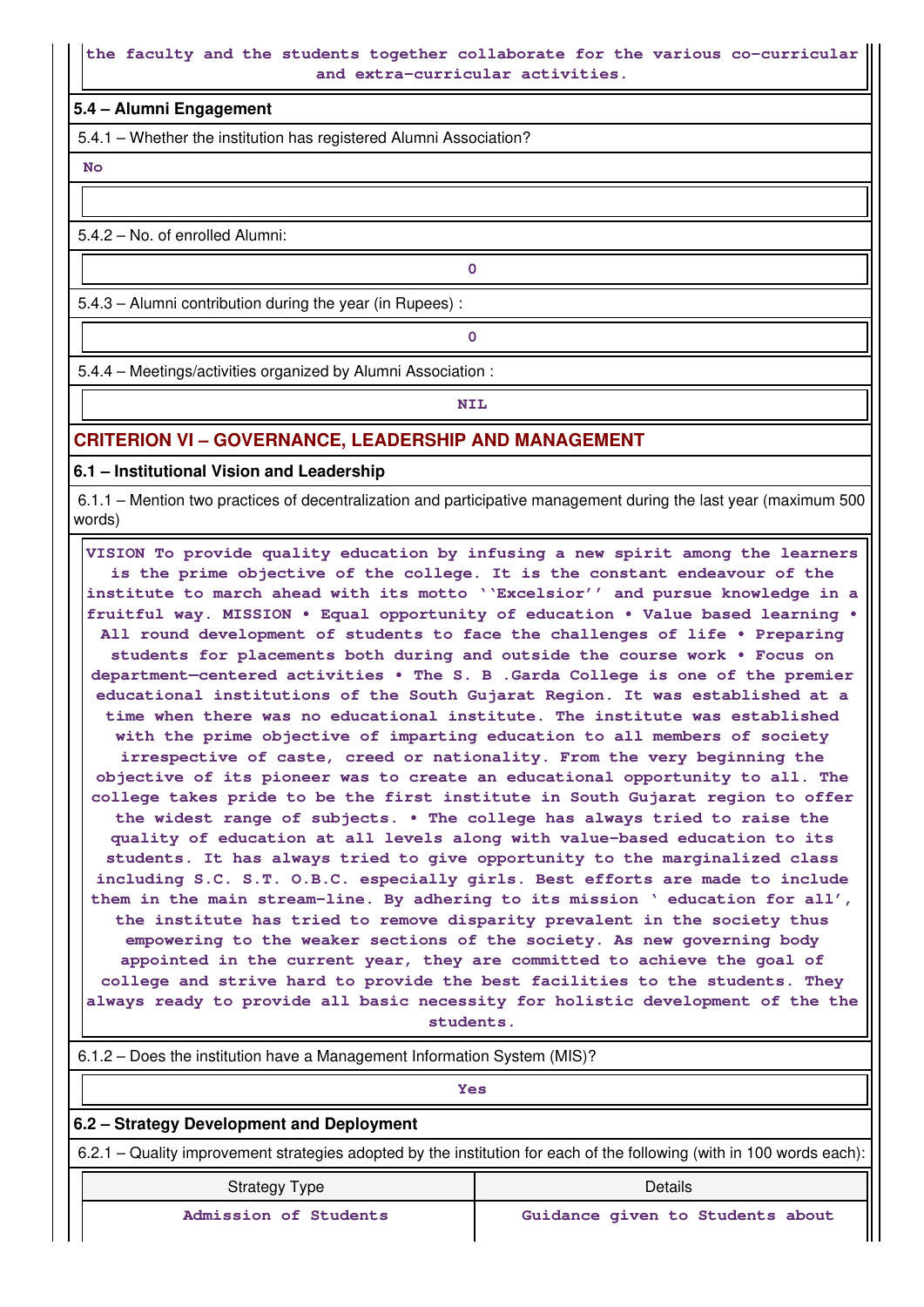the faculty and the students together collaborate for the various co-curricular and extra-curricular activities.

**5.4 – Alumni Engagement**

5.4.1 – Whether the institution has registered Alumni Association?

No

5.4.2 – No. of enrolled Alumni:

0

5.4.3 – Alumni contribution during the year (in Rupees) :

0

5.4.4 – Meetings/activities organized by Alumni Association :

NIL

## CRITERION VI – GOVERNANCE, LEADERSHIP AND MANAGEMENT

**6.1 – Institutional Vision and Leadership**

6.1.1 – Mention two practices of decentralization and participative management during the last year (maximum 500 words)

VISION To provide quality education by infusing a new spirit among the learners is the prime objective of the college. It is the constant endeavour of the institute to march ahead with its motto ‘‘Excelsior’’ and pursue knowledge in a fruitful way. MISSION • Equal opportunity of education • Value based learning • All round development of students to face the challenges of life • Preparing students for placements both during and outside the course work • Focus on department—centered activities • The S. B .Garda College is one of the premier educational institutions of the South Gujarat Region. It was established at a time when there was no educational institute. The institute was established with the prime objective of imparting education to all members of society irrespective of caste, creed or nationality. From the very beginning the objective of its pioneer was to create an educational opportunity to all. The college takes pride to be the first institute in South Gujarat region to offer the widest range of subjects. • The college has always tried to raise the quality of education at all levels along with value-based education to its students. It has always tried to give opportunity to the marginalized class including S.C. S.T. O.B.C. especially girls. Best efforts are made to include them in the main stream-line. By adhering to its mission ‘ education for all’, the institute has tried to remove disparity prevalent in the society thus empowering to the weaker sections of the society. As new governing body appointed in the current year, they are committed to achieve the goal of college and strive hard to provide the best facilities to the students. They always ready to provide all basic necessity for holistic development of the the students.

6.1.2 – Does the institution have a Management Information System (MIS)?

Yes

**6.2 – Strategy Development and Deployment**

6.2.1 – Quality improvement strategies adopted by the institution for each of the following (with in 100 words each):

| Strategy Type | Details |
|---|---|
| Admission of Students | Guidance given to Students about |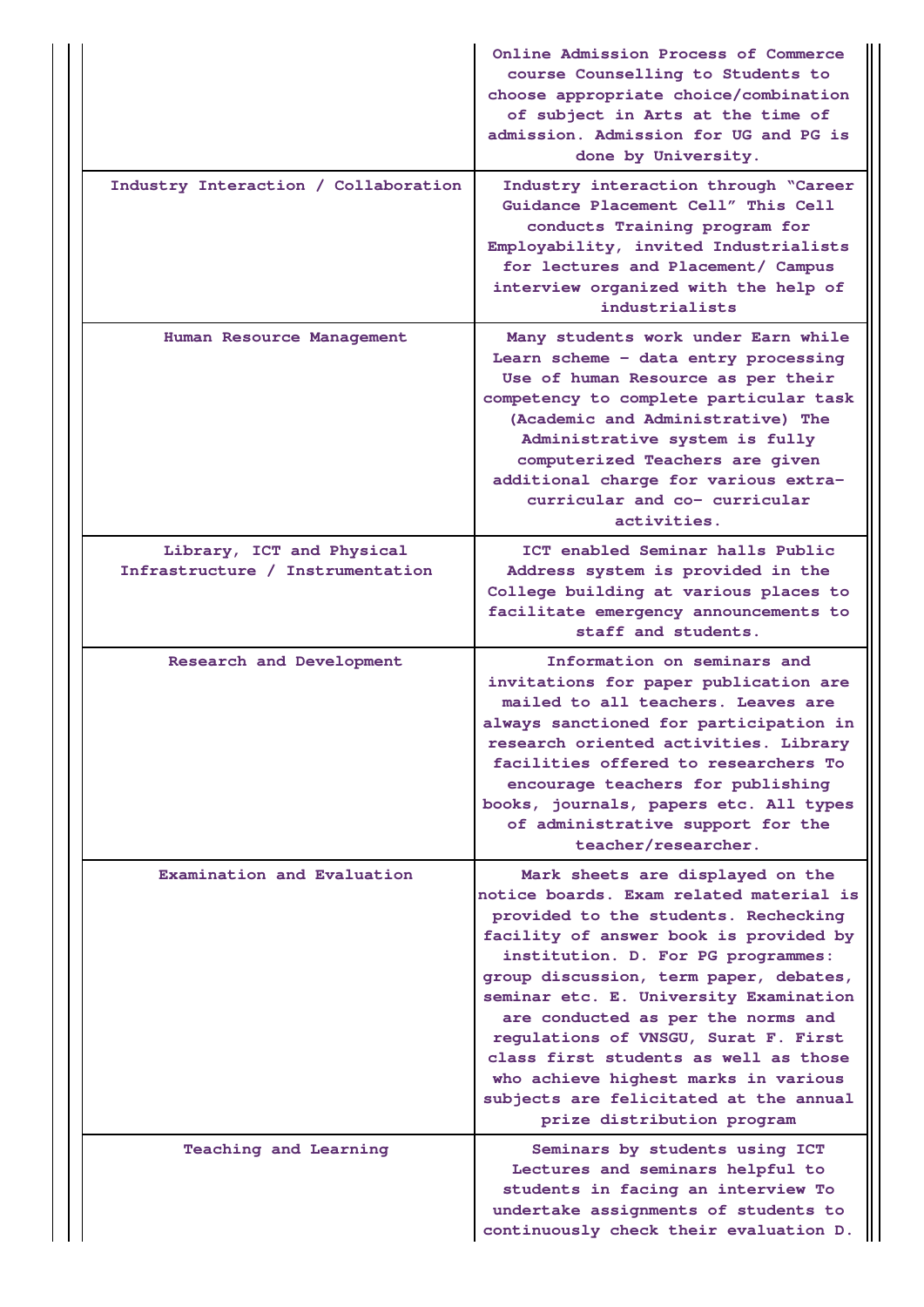| | |
|---|---|
| | Online Admission Process of Commerce course Counselling to Students to choose appropriate choice/combination of subject in Arts at the time of admission. Admission for UG and PG is done by University. |
| Industry Interaction / Collaboration | Industry interaction through "Career Guidance Placement Cell" This Cell conducts Training program for Employability, invited Industrialists for lectures and Placement/ Campus interview organized with the help of industrialists |
| Human Resource Management | Many students work under Earn while Learn scheme – data entry processing Use of human Resource as per their competency to complete particular task (Academic and Administrative) The Administrative system is fully computerized Teachers are given additional charge for various extra-curricular and co- curricular activities. |
| Library, ICT and Physical Infrastructure / Instrumentation | ICT enabled Seminar halls Public Address system is provided in the College building at various places to facilitate emergency announcements to staff and students. |
| Research and Development | Information on seminars and invitations for paper publication are mailed to all teachers. Leaves are always sanctioned for participation in research oriented activities. Library facilities offered to researchers To encourage teachers for publishing books, journals, papers etc. All types of administrative support for the teacher/researcher. |
| Examination and Evaluation | Mark sheets are displayed on the notice boards. Exam related material is provided to the students. Rechecking facility of answer book is provided by institution. D. For PG programmes: group discussion, term paper, debates, seminar etc. E. University Examination are conducted as per the norms and regulations of VNSGU, Surat F. First class first students as well as those who achieve highest marks in various subjects are felicitated at the annual prize distribution program |
| Teaching and Learning | Seminars by students using ICT Lectures and seminars helpful to students in facing an interview To undertake assignments of students to continuously check their evaluation D. |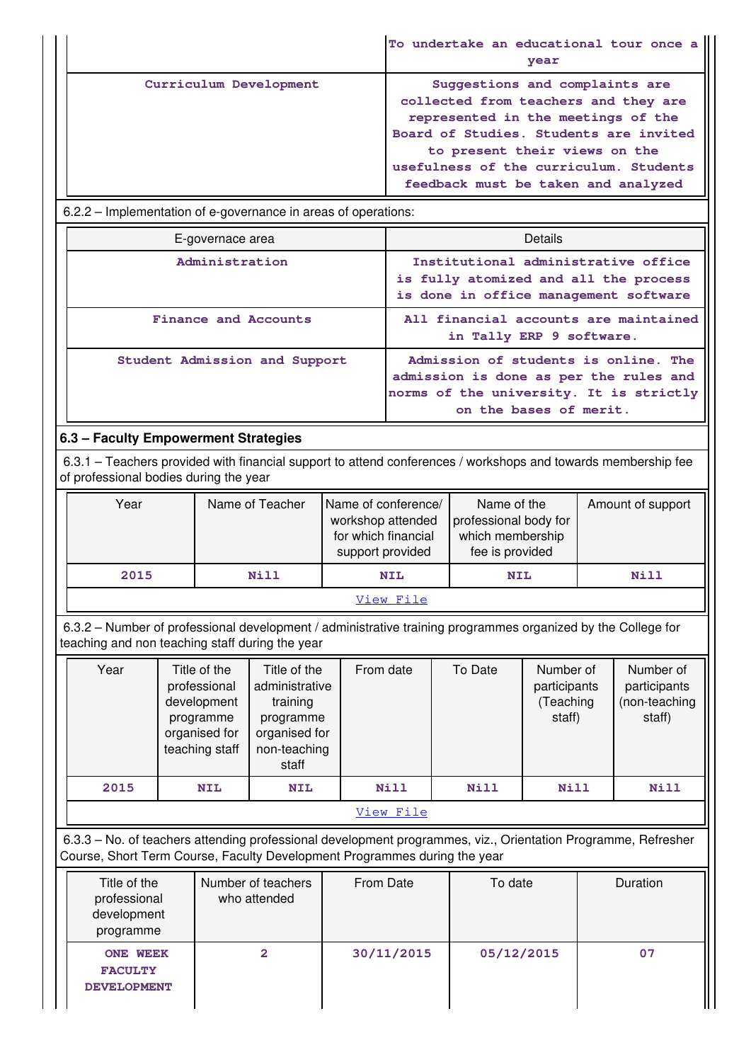| | |
|---|---|
| | To undertake an educational tour once a year |
| Curriculum Development | Suggestions and complaints are collected from teachers and they are represented in the meetings of the Board of Studies. Students are invited to present their views on the usefulness of the curriculum. Students feedback must be taken and analyzed |

6.2.2 – Implementation of e-governance in areas of operations:

| E-governace area | Details |
|---|---|
| Administration | Institutional administrative office is fully atomized and all the process is done in office management software |
| Finance and Accounts | All financial accounts are maintained in Tally ERP 9 software. |
| Student Admission and Support | Admission of students is online. The admission is done as per the rules and norms of the university. It is strictly on the bases of merit. |

### 6.3 – Faculty Empowerment Strategies

6.3.1 – Teachers provided with financial support to attend conferences / workshops and towards membership fee of professional bodies during the year

| Year | Name of Teacher | Name of conference/ workshop attended for which financial support provided | Name of the professional body for which membership fee is provided | Amount of support |
|---|---|---|---|---|
| 2015 | Nill | NIL | NIL | Nill |

View File

6.3.2 – Number of professional development / administrative training programmes organized by the College for teaching and non teaching staff during the year

| Year | Title of the professional development programme organised for teaching staff | Title of the administrative training programme organised for non-teaching staff | From date | To Date | Number of participants (Teaching staff) | Number of participants (non-teaching staff) |
|---|---|---|---|---|---|---|
| 2015 | NIL | NIL | Nill | Nill | Nill | Nill |

View File

6.3.3 – No. of teachers attending professional development programmes, viz., Orientation Programme, Refresher Course, Short Term Course, Faculty Development Programmes during the year

| Title of the professional development programme | Number of teachers who attended | From Date | To date | Duration |
|---|---|---|---|---|
| ONE WEEK FACULTY DEVELOPMENT | 2 | 30/11/2015 | 05/12/2015 | 07 |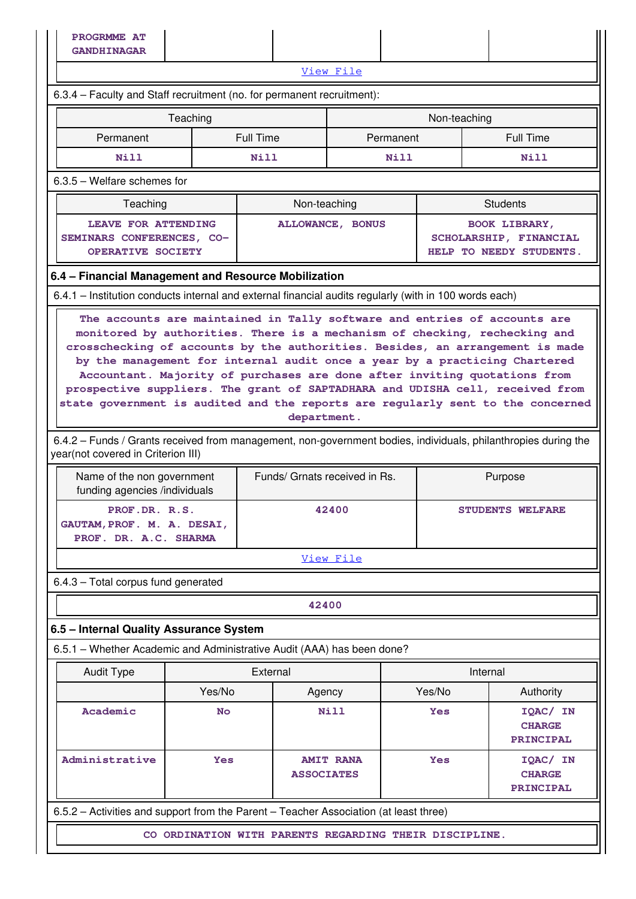| PROGRMME AT GANDHINAGAR | | | | |
|---|---|---|---|---|

View File

6.3.4 – Faculty and Staff recruitment (no. for permanent recruitment):

| Teaching | | Non-teaching | |
|---|---|---|---|
| Permanent | Full Time | Permanent | Full Time |
| Nill | Nill | Nill | Nill |

6.3.5 – Welfare schemes for

| Teaching | Non-teaching | Students |
|---|---|---|
| LEAVE FOR ATTENDING SEMINARS CONFERENCES, CO-OPERATIVE SOCIETY | ALLOWANCE, BONUS | BOOK LIBRARY, SCHOLARSHIP, FINANCIAL HELP TO NEEDY STUDENTS. |

## 6.4 – Financial Management and Resource Mobilization

6.4.1 – Institution conducts internal and external financial audits regularly (with in 100 words each)

The accounts are maintained in Tally software and entries of accounts are monitored by authorities. There is a mechanism of checking, rechecking and crosschecking of accounts by the authorities. Besides, an arrangement is made by the management for internal audit once a year by a practicing Chartered Accountant. Majority of purchases are done after inviting quotations from prospective suppliers. The grant of SAPTADHARA and UDISHA cell, received from state government is audited and the reports are regularly sent to the concerned department.

6.4.2 – Funds / Grants received from management, non-government bodies, individuals, philanthropies during the year(not covered in Criterion III)

| Name of the non government funding agencies /individuals | Funds/ Grnats received in Rs. | Purpose |
|---|---|---|
| PROF.DR. R.S. GAUTAM,PROF. M. A. DESAI, PROF. DR. A.C. SHARMA | 42400 | STUDENTS WELFARE |

View File

6.4.3 – Total corpus fund generated

42400

## 6.5 – Internal Quality Assurance System

6.5.1 – Whether Academic and Administrative Audit (AAA) has been done?

| Audit Type | External | | Internal | |
|---|---|---|---|---|
| | Yes/No | Agency | Yes/No | Authority |
| Academic | No | Nill | Yes | IQAC/ IN CHARGE PRINCIPAL |
| Administrative | Yes | AMIT RANA ASSOCIATES | Yes | IQAC/ IN CHARGE PRINCIPAL |

6.5.2 – Activities and support from the Parent – Teacher Association (at least three)

CO ORDINATION WITH PARENTS REGARDING THEIR DISCIPLINE.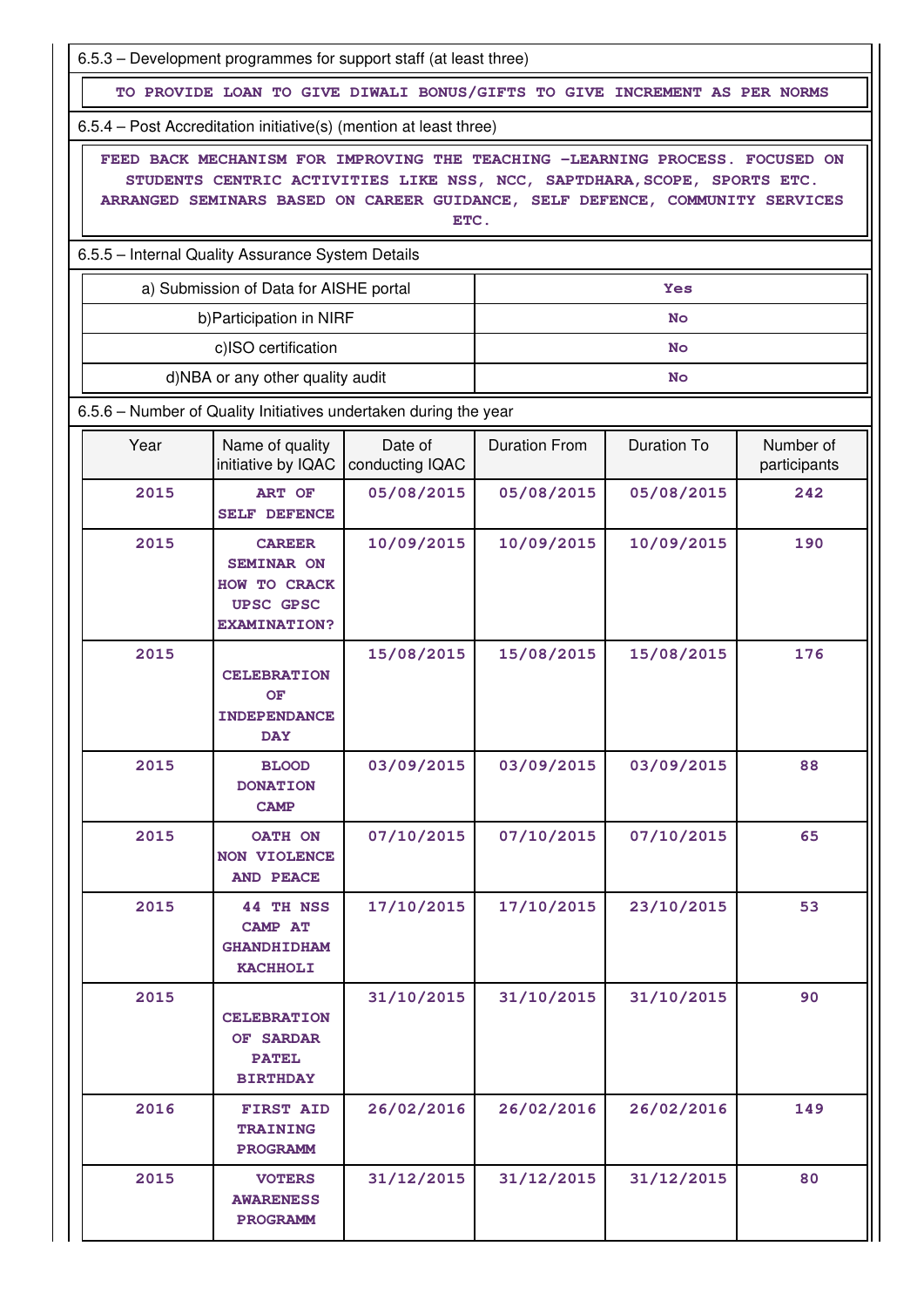6.5.3 – Development programmes for support staff (at least three)

| TO PROVIDE LOAN TO GIVE DIWALI BONUS/GIFTS TO GIVE INCREMENT AS PER NORMS |
|---|

6.5.4 – Post Accreditation initiative(s) (mention at least three)

| FEED BACK MECHANISM FOR IMPROVING THE TEACHING -LEARNING PROCESS. FOCUSED ON STUDENTS CENTRIC ACTIVITIES LIKE NSS, NCC, SAPTDHARA,SCOPE, SPORTS ETC. ARRANGED SEMINARS BASED ON CAREER GUIDANCE, SELF DEFENCE, COMMUNITY SERVICES ETC. |
|---|

6.5.5 – Internal Quality Assurance System Details

| | |
|---|---|
| a) Submission of Data for AISHE portal | Yes |
| b)Participation in NIRF | No |
| c)ISO certification | No |
| d)NBA or any other quality audit | No |

6.5.6 – Number of Quality Initiatives undertaken during the year

| Year | Name of quality initiative by IQAC | Date of conducting IQAC | Duration From | Duration To | Number of participants |
|---|---|---|---|---|---|
| 2015 | ART OF SELF DEFENCE | 05/08/2015 | 05/08/2015 | 05/08/2015 | 242 |
| 2015 | CAREER SEMINAR ON HOW TO CRACK UPSC GPSC EXAMINATION? | 10/09/2015 | 10/09/2015 | 10/09/2015 | 190 |
| 2015 | CELEBRATION OF INDEPENDANCE DAY | 15/08/2015 | 15/08/2015 | 15/08/2015 | 176 |
| 2015 | BLOOD DONATION CAMP | 03/09/2015 | 03/09/2015 | 03/09/2015 | 88 |
| 2015 | OATH ON NON VIOLENCE AND PEACE | 07/10/2015 | 07/10/2015 | 07/10/2015 | 65 |
| 2015 | 44 TH NSS CAMP AT GHANDHIDHAM KACHHOLI | 17/10/2015 | 17/10/2015 | 23/10/2015 | 53 |
| 2015 | CELEBRATION OF SARDAR PATEL BIRTHDAY | 31/10/2015 | 31/10/2015 | 31/10/2015 | 90 |
| 2016 | FIRST AID TRAINING PROGRAMM | 26/02/2016 | 26/02/2016 | 26/02/2016 | 149 |
| 2015 | VOTERS AWARENESS PROGRAMM | 31/12/2015 | 31/12/2015 | 31/12/2015 | 80 |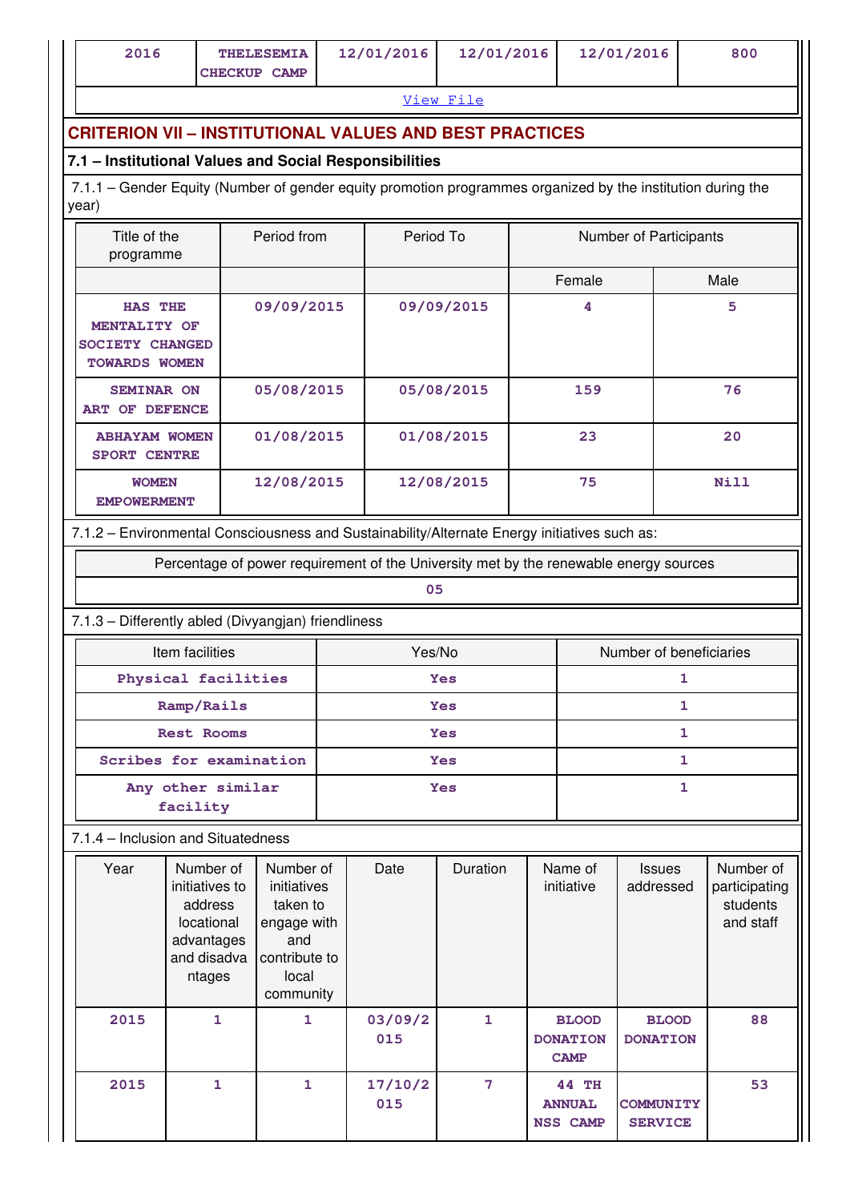| 2016 | THELESEMIA CHECKUP CAMP | 12/01/2016 | 12/01/2016 | 12/01/2016 | 800 |
|---|---|---|---|---|---|

View File

## CRITERION VII – INSTITUTIONAL VALUES AND BEST PRACTICES

### 7.1 – Institutional Values and Social Responsibilities

7.1.1 – Gender Equity (Number of gender equity promotion programmes organized by the institution during the year)

| Title of the programme | Period from | Period To | Number of Participants | |
|---|---|---|---|---|
| | | | Female | Male |
| HAS THE MENTALITY OF SOCIETY CHANGED TOWARDS WOMEN | 09/09/2015 | 09/09/2015 | 4 | 5 |
| SEMINAR ON ART OF DEFENCE | 05/08/2015 | 05/08/2015 | 159 | 76 |
| ABHAYAM WOMEN SPORT CENTRE | 01/08/2015 | 01/08/2015 | 23 | 20 |
| WOMEN EMPOWERMENT | 12/08/2015 | 12/08/2015 | 75 | Nill |

7.1.2 – Environmental Consciousness and Sustainability/Alternate Energy initiatives such as:

| Percentage of power requirement of the University met by the renewable energy sources |
|---|
| 05 |

7.1.3 – Differently abled (Divyangjan) friendliness

| Item facilities | Yes/No | Number of beneficiaries |
|---|---|---|
| Physical facilities | Yes | 1 |
| Ramp/Rails | Yes | 1 |
| Rest Rooms | Yes | 1 |
| Scribes for examination | Yes | 1 |
| Any other similar facility | Yes | 1 |

7.1.4 – Inclusion and Situatedness

| Year | Number of initiatives to address locational advantages and disadvantages | Number of initiatives taken to engage with and contribute to local community | Date | Duration | Name of initiative | Issues addressed | Number of participating students and staff |
|---|---|---|---|---|---|---|---|
| 2015 | 1 | 1 | 03/09/2015 | 1 | BLOOD DONATION CAMP | BLOOD DONATION | 88 |
| 2015 | 1 | 1 | 17/10/2015 | 7 | 44 TH ANNUAL NSS CAMP | COMMUNITY SERVICE | 53 |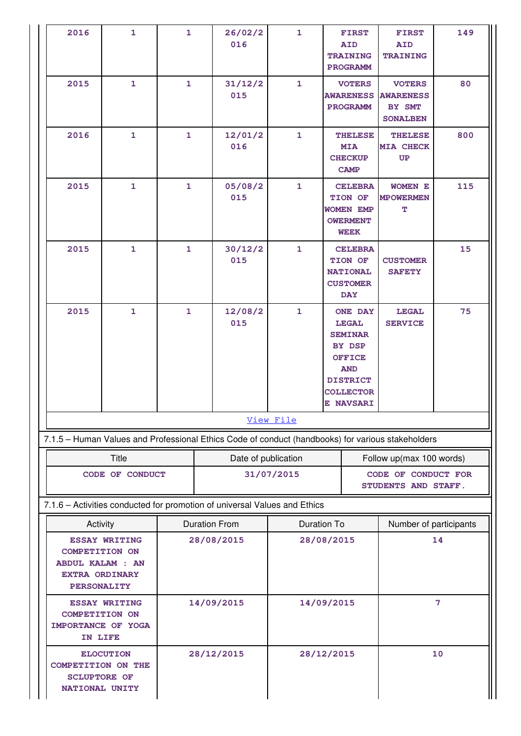| 2016 | 1 | 1 | 26/02/2016 | 1 | FIRST AID TRAINING PROGRAMM | FIRST AID TRAINING | 149 |
|---|---|---|---|---|---|---|---|
| 2015 | 1 | 1 | 31/12/2015 | 1 | VOTERS AWARENESS PROGRAMM | VOTERS AWARENESS BY SMT SONALBEN | 80 |
| 2016 | 1 | 1 | 12/01/2016 | 1 | THELESE MIA CHECKUP CAMP | THELESE MIA CHECK UP | 800 |
| 2015 | 1 | 1 | 05/08/2015 | 1 | CELEBRATION OF WOMEN EMPOWERMENT WEEK | WOMEN EMPOWERMENT | 115 |
| 2015 | 1 | 1 | 30/12/2015 | 1 | CELEBRATION OF NATIONAL CUSTOMER DAY | CUSTOMER SAFETY | 15 |
| 2015 | 1 | 1 | 12/08/2015 | 1 | ONE DAY LEGAL SEMINAR BY DSP OFFICE AND DISTRICT COLLECTORE NAVSARI | LEGAL SERVICE | 75 |

View File

7.1.5 – Human Values and Professional Ethics Code of conduct (handbooks) for various stakeholders

| Title | Date of publication | Follow up(max 100 words) |
|---|---|---|
| CODE OF CONDUCT | 31/07/2015 | CODE OF CONDUCT FOR STUDENTS AND STAFF. |

7.1.6 – Activities conducted for promotion of universal Values and Ethics

| Activity | Duration From | Duration To | Number of participants |
|---|---|---|---|
| ESSAY WRITING COMPETITION ON ABDUL KALAM : AN EXTRA ORDINARY PERSONALITY | 28/08/2015 | 28/08/2015 | 14 |
| ESSAY WRITING COMPETITION ON IMPORTANCE OF YOGA IN LIFE | 14/09/2015 | 14/09/2015 | 7 |
| ELOCUTION COMPETITION ON THE SCLUPTORE OF NATIONAL UNITY | 28/12/2015 | 28/12/2015 | 10 |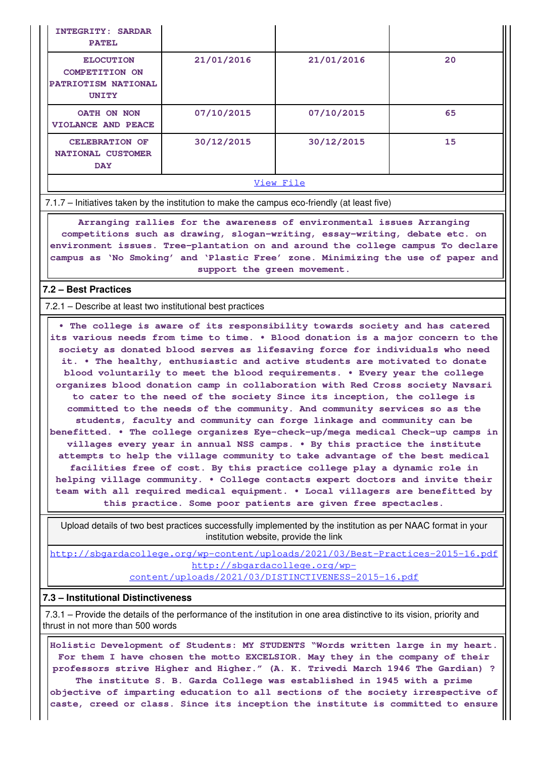| INTEGRITY: SARDAR PATEL | | | |
|---|---|---|---|
| ELOCUTION COMPETITION ON PATRIOTISM NATIONAL UNITY | 21/01/2016 | 21/01/2016 | 20 |
| OATH ON NON VIOLANCE AND PEACE | 07/10/2015 | 07/10/2015 | 65 |
| CELEBRATION OF NATIONAL CUSTOMER DAY | 30/12/2015 | 30/12/2015 | 15 |
| View File | | | |

7.1.7 – Initiatives taken by the institution to make the campus eco-friendly (at least five)

**Arranging rallies for the awareness of environmental issues Arranging competitions such as drawing, slogan-writing, essay-writing, debate etc. on environment issues. Tree-plantation on and around the college campus To declare campus as 'No Smoking' and 'Plastic Free' zone. Minimizing the use of paper and support the green movement.**

## 7.2 – Best Practices

7.2.1 – Describe at least two institutional best practices

**• The college is aware of its responsibility towards society and has catered its various needs from time to time. • Blood donation is a major concern to the society as donated blood serves as lifesaving force for individuals who need it. • The healthy, enthusiastic and active students are motivated to donate blood voluntarily to meet the blood requirements. • Every year the college organizes blood donation camp in collaboration with Red Cross society Navsari to cater to the need of the society Since its inception, the college is committed to the needs of the community. And community services so as the students, faculty and community can forge linkage and community can be benefitted. • The college organizes Eye-check-up/mega medical Check-up camps in villages every year in annual NSS camps. • By this practice the institute attempts to help the village community to take advantage of the best medical facilities free of cost. By this practice college play a dynamic role in helping village community. • College contacts expert doctors and invite their team with all required medical equipment. • Local villagers are benefitted by this practice. Some poor patients are given free spectacles.**

Upload details of two best practices successfully implemented by the institution as per NAAC format in your institution website, provide the link

http://sbgardacollege.org/wp-content/uploads/2021/03/Best-Practices-2015-16.pdf http://sbgardacollege.org/wp-content/uploads/2021/03/DISTINCTIVENESS-2015-16.pdf

## 7.3 – Institutional Distinctiveness

7.3.1 – Provide the details of the performance of the institution in one area distinctive to its vision, priority and thrust in not more than 500 words

**Holistic Development of Students: MY STUDENTS "Words written large in my heart. For them I have chosen the motto EXCELSIOR. May they in the company of their professors strive Higher and Higher." (A. K. Trivedi March 1946 The Gardian) ? The institute S. B. Garda College was established in 1945 with a prime objective of imparting education to all sections of the society irrespective of caste, creed or class. Since its inception the institute is committed to ensure**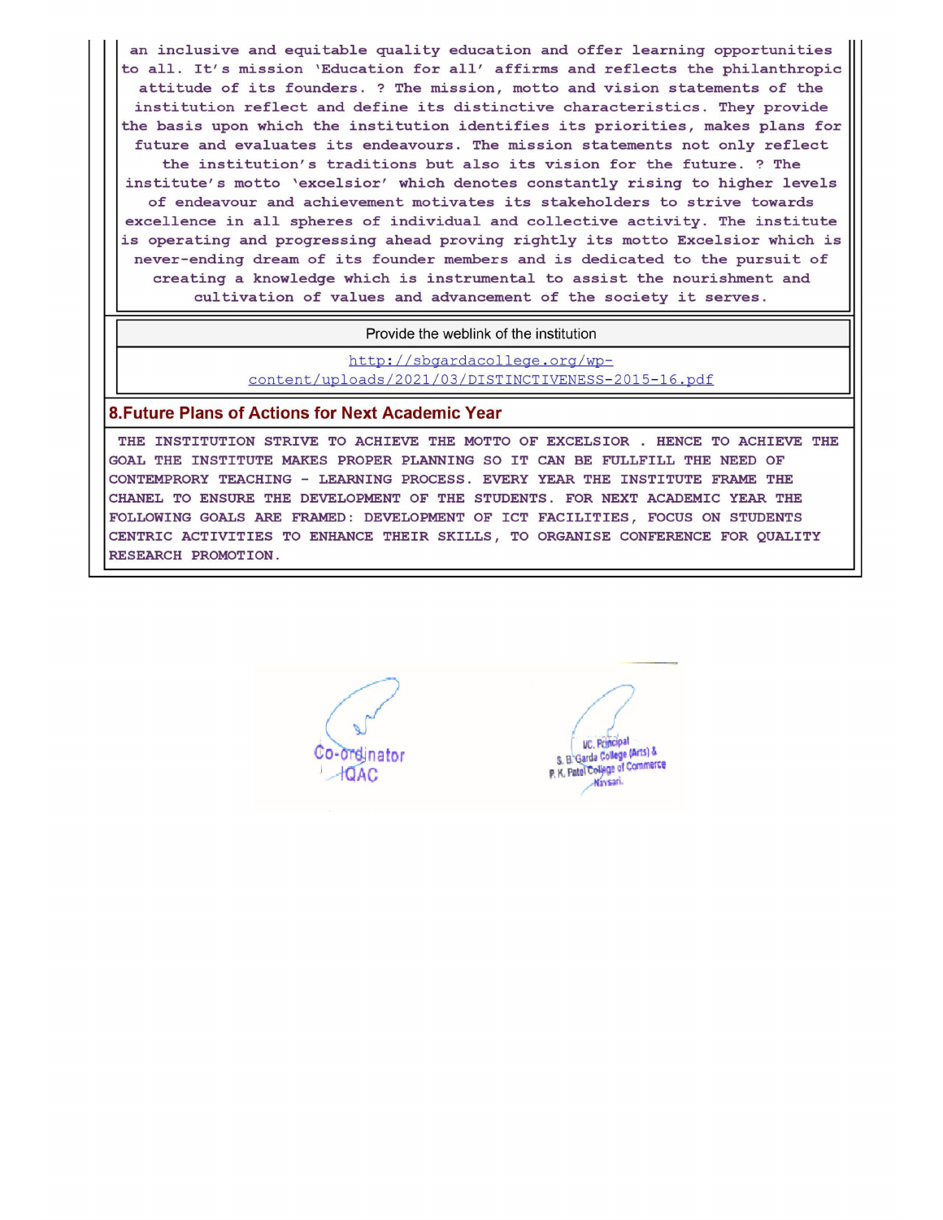an inclusive and equitable quality education and offer learning opportunities to all. It's mission 'Education for all' affirms and reflects the philanthropic attitude of its founders. ? The mission, motto and vision statements of the institution reflect and define its distinctive characteristics. They provide the basis upon which the institution identifies its priorities, makes plans for future and evaluates its endeavours. The mission statements not only reflect the institution's traditions but also its vision for the future. ? The institute's motto 'excelsior' which denotes constantly rising to higher levels of endeavour and achievement motivates its stakeholders to strive towards excellence in all spheres of individual and collective activity. The institute is operating and progressing ahead proving rightly its motto Excelsior which is never-ending dream of its founder members and is dedicated to the pursuit of creating a knowledge which is instrumental to assist the nourishment and cultivation of values and advancement of the society it serves.

| Provide the weblink of the institution |
| --- |
| http://sbgardacollege.org/wp-content/uploads/2021/03/DISTINCTIVENESS-2015-16.pdf |

## 8.Future Plans of Actions for Next Academic Year

THE INSTITUTION STRIVE TO ACHIEVE THE MOTTO OF EXCELSIOR . HENCE TO ACHIEVE THE GOAL THE INSTITUTE MAKES PROPER PLANNING SO IT CAN BE FULLFILL THE NEED OF CONTEMPRORY TEACHING - LEARNING PROCESS. EVERY YEAR THE INSTITUTE FRAME THE CHANEL TO ENSURE THE DEVELOPMENT OF THE STUDENTS. FOR NEXT ACADEMIC YEAR THE FOLLOWING GOALS ARE FRAMED: DEVELOPMENT OF ICT FACILITIES, FOCUS ON STUDENTS CENTRIC ACTIVITIES TO ENHANCE THEIR SKILLS, TO ORGANISE CONFERENCE FOR QUALITY RESEARCH PROMOTION.

Co-ordinator
IQAC

I/C. Principal
S. B. Garda College (Arts) &
P. K. Patel College of Commerce
Navsari.